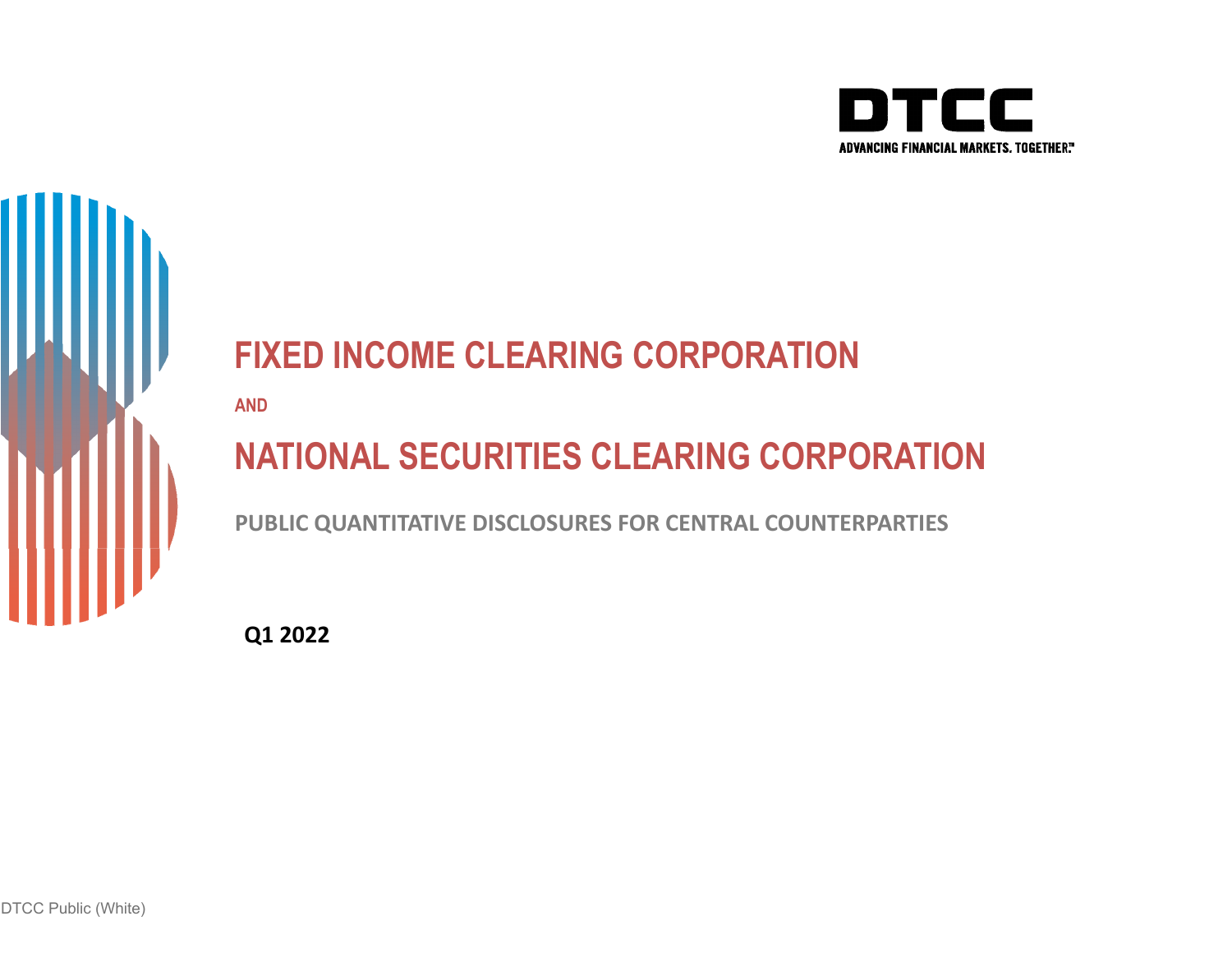DTCC

ADVANCING FINANCIAL MARKETS. TOGETHER.™

# FIXED INCOME CLEARING CORPORATION

**AND**

# NATIONAL SECURITIES CLEARING CORPORATION

**PUBLIC QUANTITATIVE DISCLOSURES FOR CENTRAL COUNTERPARTIES**

**Q1 2022**

DTCC Public (White)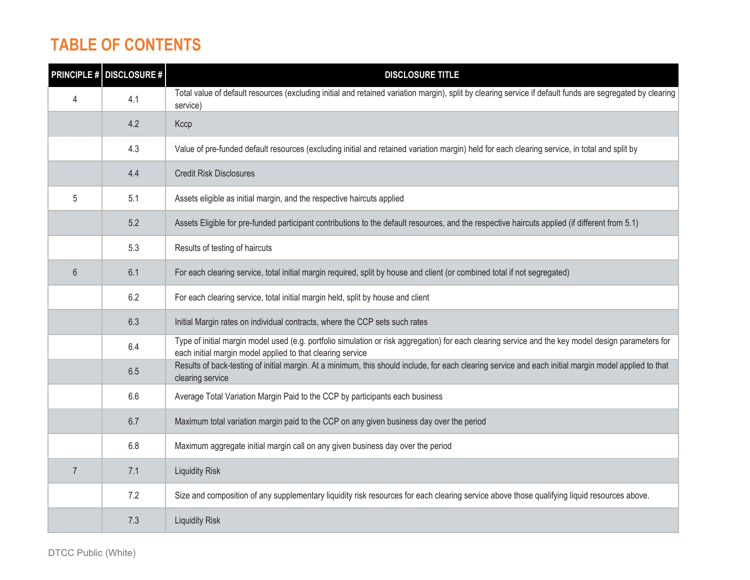# TABLE OF CONTENTS

| PRINCIPLE # | DISCLOSURE # | DISCLOSURE TITLE |
|---|---|---|
| 4 | 4.1 | Total value of default resources (excluding initial and retained variation margin), split by clearing service if default funds are segregated by clearing service) |
| | 4.2 | Kccp |
| | 4.3 | Value of pre-funded default resources (excluding initial and retained variation margin) held for each clearing service, in total and split by |
| | 4.4 | Credit Risk Disclosures |
| 5 | 5.1 | Assets eligible as initial margin, and the respective haircuts applied |
| | 5.2 | Assets Eligible for pre-funded participant contributions to the default resources, and the respective haircuts applied (if different from 5.1) |
| | 5.3 | Results of testing of haircuts |
| 6 | 6.1 | For each clearing service, total initial margin required, split by house and client (or combined total if not segregated) |
| | 6.2 | For each clearing service, total initial margin held, split by house and client |
| | 6.3 | Initial Margin rates on individual contracts, where the CCP sets such rates |
| | 6.4 | Type of initial margin model used (e.g. portfolio simulation or risk aggregation) for each clearing service and the key model design parameters for each initial margin model applied to that clearing service |
| | 6.5 | Results of back-testing of initial margin. At a minimum, this should include, for each clearing service and each initial margin model applied to that clearing service |
| | 6.6 | Average Total Variation Margin Paid to the CCP by participants each business |
| | 6.7 | Maximum total variation margin paid to the CCP on any given business day over the period |
| | 6.8 | Maximum aggregate initial margin call on any given business day over the period |
| 7 | 7.1 | Liquidity Risk |
| | 7.2 | Size and composition of any supplementary liquidity risk resources for each clearing service above those qualifying liquid resources above. |
| | 7.3 | Liquidity Risk |

DTCC Public (White)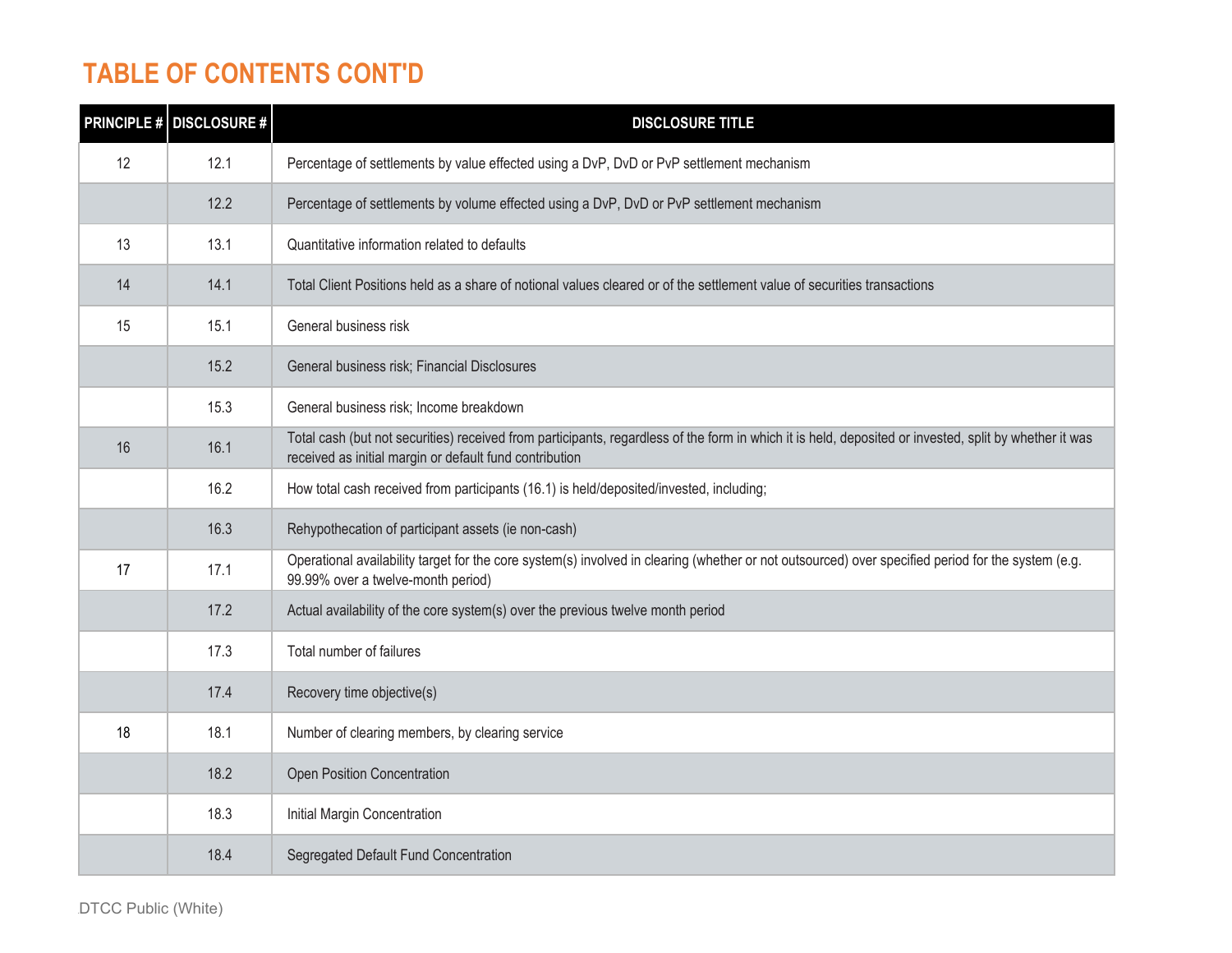# TABLE OF CONTENTS CONT'D

| PRINCIPLE # | DISCLOSURE # | DISCLOSURE TITLE |
|---|---|---|
| 12 | 12.1 | Percentage of settlements by value effected using a DvP, DvD or PvP settlement mechanism |
| | 12.2 | Percentage of settlements by volume effected using a DvP, DvD or PvP settlement mechanism |
| 13 | 13.1 | Quantitative information related to defaults |
| 14 | 14.1 | Total Client Positions held as a share of notional values cleared or of the settlement value of securities transactions |
| 15 | 15.1 | General business risk |
| | 15.2 | General business risk; Financial Disclosures |
| | 15.3 | General business risk; Income breakdown |
| 16 | 16.1 | Total cash (but not securities) received from participants, regardless of the form in which it is held, deposited or invested, split by whether it was received as initial margin or default fund contribution |
| | 16.2 | How total cash received from participants (16.1) is held/deposited/invested, including; |
| | 16.3 | Rehypothecation of participant assets (ie non-cash) |
| 17 | 17.1 | Operational availability target for the core system(s) involved in clearing (whether or not outsourced) over specified period for the system (e.g. 99.99% over a twelve-month period) |
| | 17.2 | Actual availability of the core system(s) over the previous twelve month period |
| | 17.3 | Total number of failures |
| | 17.4 | Recovery time objective(s) |
| 18 | 18.1 | Number of clearing members, by clearing service |
| | 18.2 | Open Position Concentration |
| | 18.3 | Initial Margin Concentration |
| | 18.4 | Segregated Default Fund Concentration |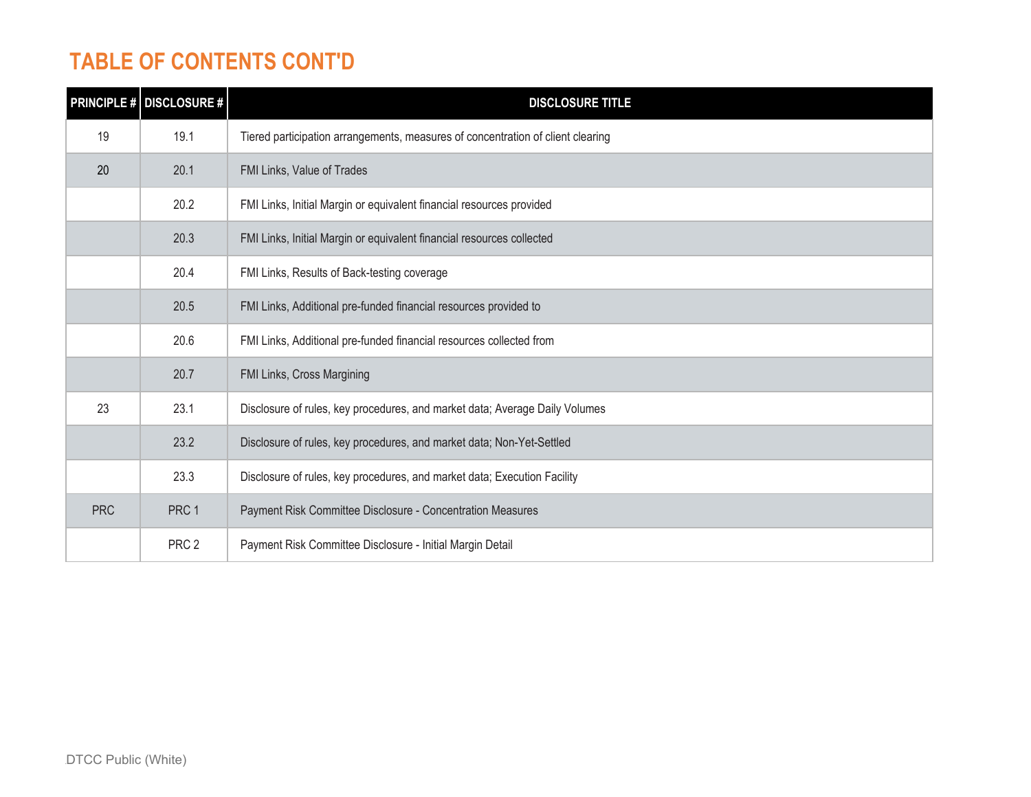# TABLE OF CONTENTS CONT'D

| PRINCIPLE # | DISCLOSURE # | DISCLOSURE TITLE |
|---|---|---|
| 19 | 19.1 | Tiered participation arrangements, measures of concentration of client clearing |
| 20 | 20.1 | FMI Links, Value of Trades |
| | 20.2 | FMI Links, Initial Margin or equivalent financial resources provided |
| | 20.3 | FMI Links, Initial Margin or equivalent financial resources collected |
| | 20.4 | FMI Links, Results of Back-testing coverage |
| | 20.5 | FMI Links, Additional pre-funded financial resources provided to |
| | 20.6 | FMI Links, Additional pre-funded financial resources collected from |
| | 20.7 | FMI Links, Cross Margining |
| 23 | 23.1 | Disclosure of rules, key procedures, and market data; Average Daily Volumes |
| | 23.2 | Disclosure of rules, key procedures, and market data; Non-Yet-Settled |
| | 23.3 | Disclosure of rules, key procedures, and market data; Execution Facility |
| PRC | PRC 1 | Payment Risk Committee Disclosure - Concentration Measures |
| | PRC 2 | Payment Risk Committee Disclosure - Initial Margin Detail |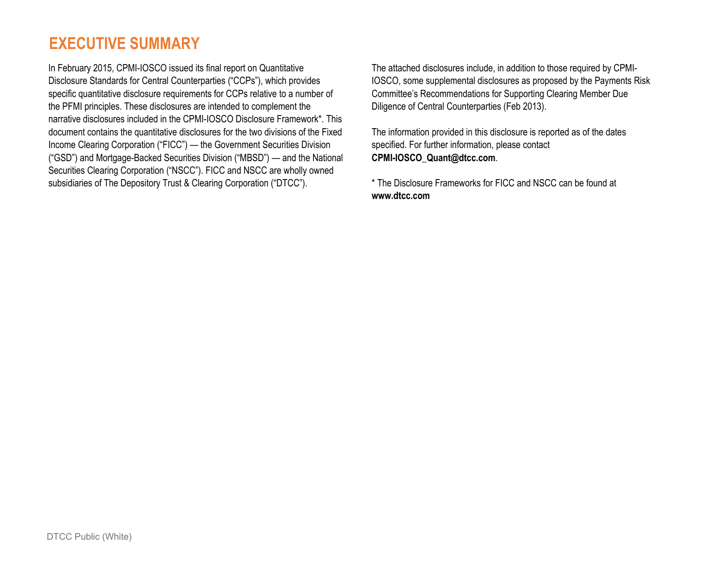# EXECUTIVE SUMMARY

In February 2015, CPMI-IOSCO issued its final report on Quantitative Disclosure Standards for Central Counterparties ("CCPs"), which provides specific quantitative disclosure requirements for CCPs relative to a number of the PFMI principles. These disclosures are intended to complement the narrative disclosures included in the CPMI-IOSCO Disclosure Framework*. This document contains the quantitative disclosures for the two divisions of the Fixed Income Clearing Corporation ("FICC") — the Government Securities Division ("GSD") and Mortgage-Backed Securities Division ("MBSD") — and the National Securities Clearing Corporation ("NSCC"). FICC and NSCC are wholly owned subsidiaries of The Depository Trust & Clearing Corporation ("DTCC").

The attached disclosures include, in addition to those required by CPMI-IOSCO, some supplemental disclosures as proposed by the Payments Risk Committee's Recommendations for Supporting Clearing Member Due Diligence of Central Counterparties (Feb 2013).

The information provided in this disclosure is reported as of the dates specified. For further information, please contact **CPMI-IOSCO_Quant@dtcc.com**.

* The Disclosure Frameworks for FICC and NSCC can be found at **www.dtcc.com**

DTCC Public (White)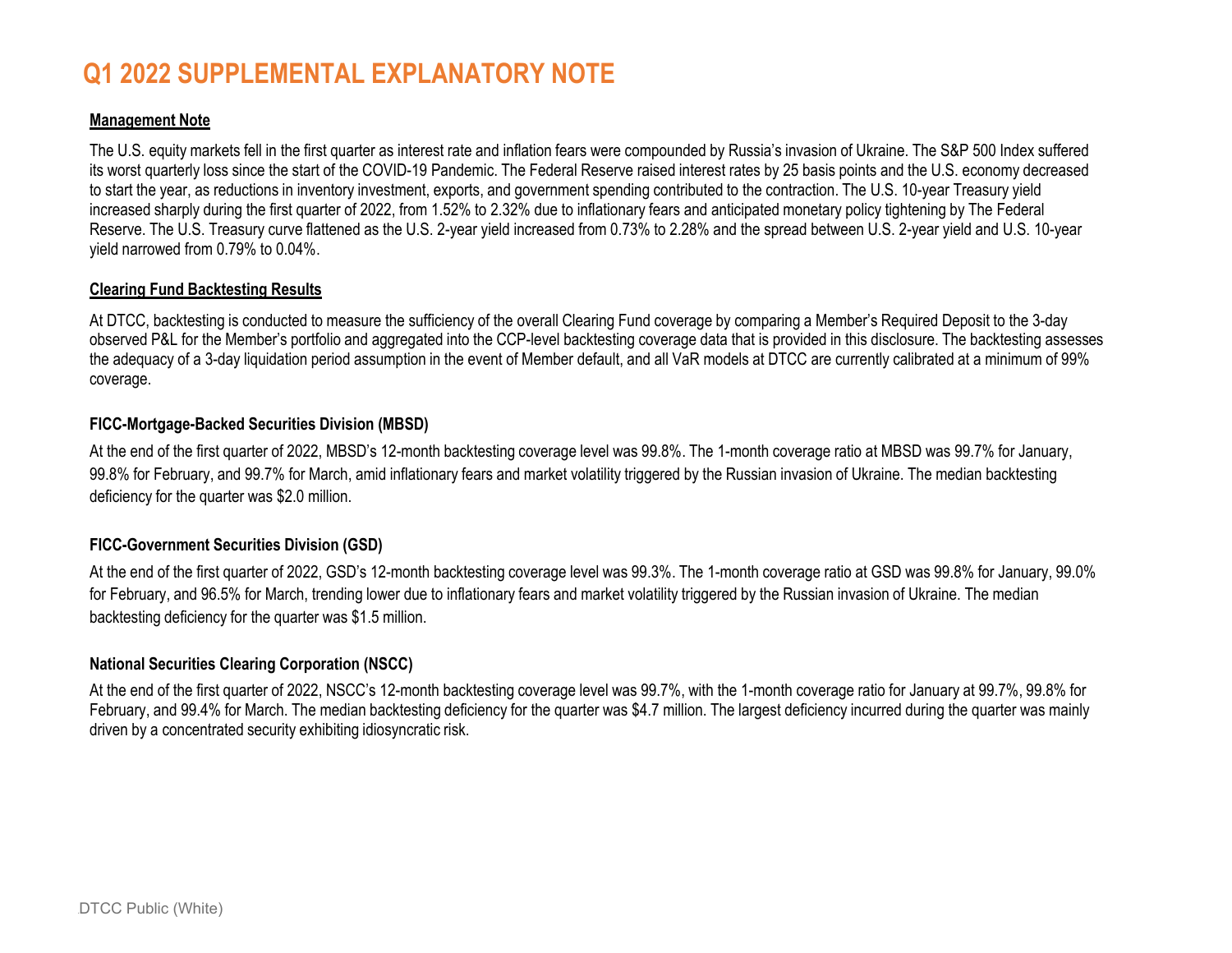# Q1 2022 SUPPLEMENTAL EXPLANATORY NOTE

## Management Note

The U.S. equity markets fell in the first quarter as interest rate and inflation fears were compounded by Russia's invasion of Ukraine. The S&P 500 Index suffered its worst quarterly loss since the start of the COVID-19 Pandemic. The Federal Reserve raised interest rates by 25 basis points and the U.S. economy decreased to start the year, as reductions in inventory investment, exports, and government spending contributed to the contraction. The U.S. 10-year Treasury yield increased sharply during the first quarter of 2022, from 1.52% to 2.32% due to inflationary fears and anticipated monetary policy tightening by The Federal Reserve. The U.S. Treasury curve flattened as the U.S. 2-year yield increased from 0.73% to 2.28% and the spread between U.S. 2-year yield and U.S. 10-year yield narrowed from 0.79% to 0.04%.

## Clearing Fund Backtesting Results

At DTCC, backtesting is conducted to measure the sufficiency of the overall Clearing Fund coverage by comparing a Member's Required Deposit to the 3-day observed P&L for the Member's portfolio and aggregated into the CCP-level backtesting coverage data that is provided in this disclosure. The backtesting assesses the adequacy of a 3-day liquidation period assumption in the event of Member default, and all VaR models at DTCC are currently calibrated at a minimum of 99% coverage.

### FICC-Mortgage-Backed Securities Division (MBSD)

At the end of the first quarter of 2022, MBSD's 12-month backtesting coverage level was 99.8%. The 1-month coverage ratio at MBSD was 99.7% for January, 99.8% for February, and 99.7% for March, amid inflationary fears and market volatility triggered by the Russian invasion of Ukraine. The median backtesting deficiency for the quarter was $2.0 million.

### FICC-Government Securities Division (GSD)

At the end of the first quarter of 2022, GSD's 12-month backtesting coverage level was 99.3%. The 1-month coverage ratio at GSD was 99.8% for January, 99.0% for February, and 96.5% for March, trending lower due to inflationary fears and market volatility triggered by the Russian invasion of Ukraine. The median backtesting deficiency for the quarter was $1.5 million.

### National Securities Clearing Corporation (NSCC)

At the end of the first quarter of 2022, NSCC's 12-month backtesting coverage level was 99.7%, with the 1-month coverage ratio for January at 99.7%, 99.8% for February, and 99.4% for March. The median backtesting deficiency for the quarter was $4.7 million. The largest deficiency incurred during the quarter was mainly driven by a concentrated security exhibiting idiosyncratic risk.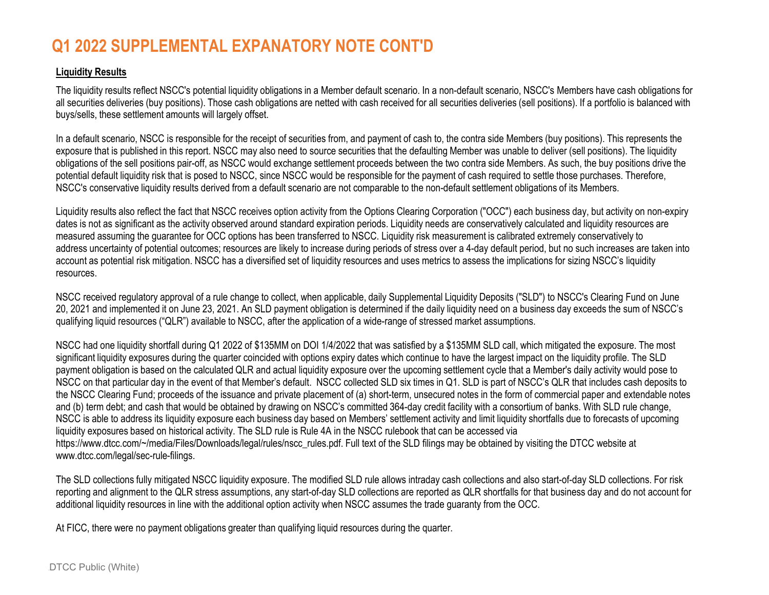# Q1 2022 SUPPLEMENTAL EXPANATORY NOTE CONT'D

**Liquidity Results**

The liquidity results reflect NSCC's potential liquidity obligations in a Member default scenario. In a non-default scenario, NSCC's Members have cash obligations for all securities deliveries (buy positions). Those cash obligations are netted with cash received for all securities deliveries (sell positions). If a portfolio is balanced with buys/sells, these settlement amounts will largely offset.

In a default scenario, NSCC is responsible for the receipt of securities from, and payment of cash to, the contra side Members (buy positions). This represents the exposure that is published in this report. NSCC may also need to source securities that the defaulting Member was unable to deliver (sell positions). The liquidity obligations of the sell positions pair-off, as NSCC would exchange settlement proceeds between the two contra side Members. As such, the buy positions drive the potential default liquidity risk that is posed to NSCC, since NSCC would be responsible for the payment of cash required to settle those purchases. Therefore, NSCC's conservative liquidity results derived from a default scenario are not comparable to the non-default settlement obligations of its Members.

Liquidity results also reflect the fact that NSCC receives option activity from the Options Clearing Corporation ("OCC") each business day, but activity on non-expiry dates is not as significant as the activity observed around standard expiration periods. Liquidity needs are conservatively calculated and liquidity resources are measured assuming the guarantee for OCC options has been transferred to NSCC. Liquidity risk measurement is calibrated extremely conservatively to address uncertainty of potential outcomes; resources are likely to increase during periods of stress over a 4-day default period, but no such increases are taken into account as potential risk mitigation. NSCC has a diversified set of liquidity resources and uses metrics to assess the implications for sizing NSCC's liquidity resources.

NSCC received regulatory approval of a rule change to collect, when applicable, daily Supplemental Liquidity Deposits ("SLD") to NSCC's Clearing Fund on June 20, 2021 and implemented it on June 23, 2021. An SLD payment obligation is determined if the daily liquidity need on a business day exceeds the sum of NSCC's qualifying liquid resources ("QLR") available to NSCC, after the application of a wide-range of stressed market assumptions.

NSCC had one liquidity shortfall during Q1 2022 of $135MM on DOI 1/4/2022 that was satisfied by a $135MM SLD call, which mitigated the exposure. The most significant liquidity exposures during the quarter coincided with options expiry dates which continue to have the largest impact on the liquidity profile. The SLD payment obligation is based on the calculated QLR and actual liquidity exposure over the upcoming settlement cycle that a Member's daily activity would pose to NSCC on that particular day in the event of that Member's default. NSCC collected SLD six times in Q1. SLD is part of NSCC's QLR that includes cash deposits to the NSCC Clearing Fund; proceeds of the issuance and private placement of (a) short-term, unsecured notes in the form of commercial paper and extendable notes and (b) term debt; and cash that would be obtained by drawing on NSCC's committed 364-day credit facility with a consortium of banks. With SLD rule change, NSCC is able to address its liquidity exposure each business day based on Members' settlement activity and limit liquidity shortfalls due to forecasts of upcoming liquidity exposures based on historical activity. The SLD rule is Rule 4A in the NSCC rulebook that can be accessed via https://www.dtcc.com/~/media/Files/Downloads/legal/rules/nscc_rules.pdf. Full text of the SLD filings may be obtained by visiting the DTCC website at www.dtcc.com/legal/sec-rule-filings.

The SLD collections fully mitigated NSCC liquidity exposure. The modified SLD rule allows intraday cash collections and also start-of-day SLD collections. For risk reporting and alignment to the QLR stress assumptions, any start-of-day SLD collections are reported as QLR shortfalls for that business day and do not account for additional liquidity resources in line with the additional option activity when NSCC assumes the trade guaranty from the OCC.

At FICC, there were no payment obligations greater than qualifying liquid resources during the quarter.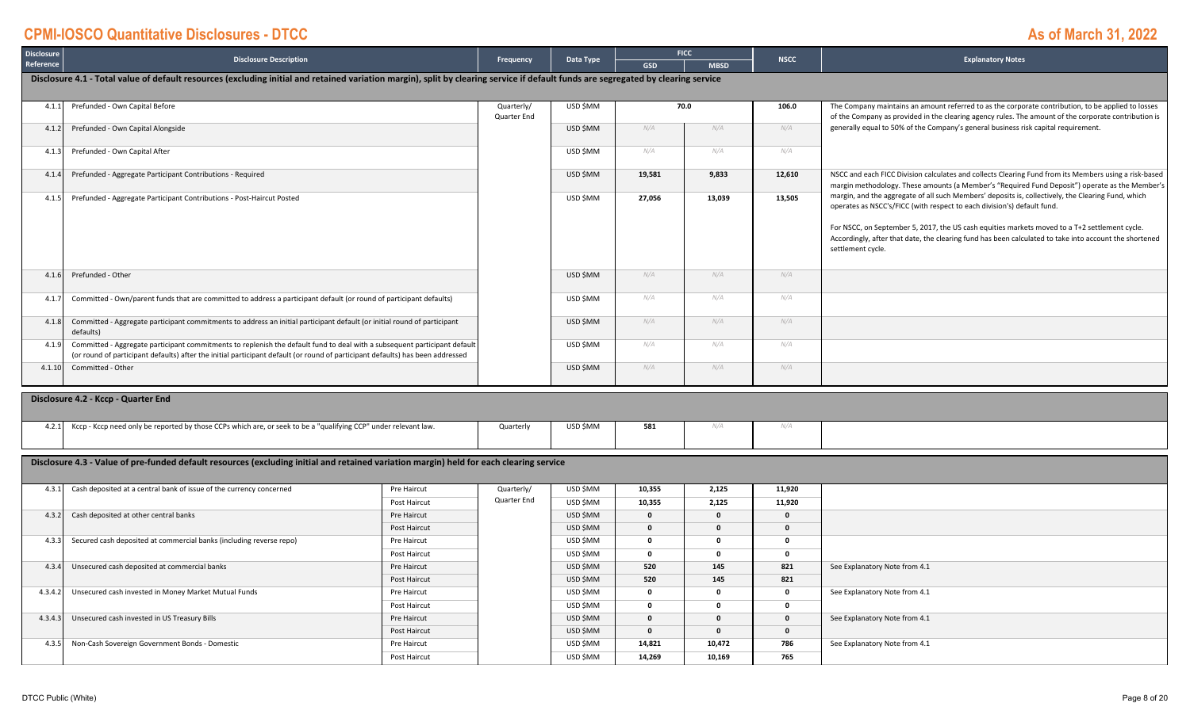# CPMI-IOSCO Quantitative Disclosures - DTCC

## As of March 31, 2022

| Disclosure Reference | Disclosure Description | | Frequency | Data Type | FICC | | NSCC | Explanatory Notes |
|---|---|---|---|---|---|---|---|---|
| | | | | | GSD | MBSD | | |
| **Disclosure 4.1 - Total value of default resources (excluding initial and retained variation margin), split by clearing service if default funds are segregated by clearing service** | | | | | | | | |
| 4.1.1 | Prefunded - Own Capital Before | | Quarterly/ Quarter End | USD $MM | 70.0 | | 106.0 | The Company maintains an amount referred to as the corporate contribution, to be applied to losses of the Company as provided in the clearing agency rules. The amount of the corporate contribution is generally equal to 50% of the Company's general business risk capital requirement. |
| 4.1.2 | Prefunded - Own Capital Alongside | | | USD $MM | N/A | N/A | N/A | |
| 4.1.3 | Prefunded - Own Capital After | | | USD $MM | N/A | N/A | N/A | |
| 4.1.4 | Prefunded - Aggregate Participant Contributions - Required | | | USD $MM | 19,581 | 9,833 | 12,610 | NSCC and each FICC Division calculates and collects Clearing Fund from its Members using a risk-based margin methodology. These amounts (a Member's "Required Fund Deposit") operate as the Member's margin, and the aggregate of all such Members' deposits is, collectively, the Clearing Fund, which operates as NSCC's/FICC (with respect to each division's) default fund.<br><br>For NSCC, on September 5, 2017, the US cash equities markets moved to a T+2 settlement cycle. Accordingly, after that date, the clearing fund has been calculated to take into account the shortened settlement cycle. |
| 4.1.5 | Prefunded - Aggregate Participant Contributions - Post-Haircut Posted | | | USD $MM | 27,056 | 13,039 | 13,505 | |
| 4.1.6 | Prefunded - Other | | | USD $MM | N/A | N/A | N/A | |
| 4.1.7 | Committed - Own/parent funds that are committed to address a participant default (or round of participant defaults) | | | USD $MM | N/A | N/A | N/A | |
| 4.1.8 | Committed - Aggregate participant commitments to address an initial participant default (or initial round of participant defaults) | | | USD $MM | N/A | N/A | N/A | |
| 4.1.9 | Committed - Aggregate participant commitments to replenish the default fund to deal with a subsequent participant default (or round of participant defaults) after the initial participant default (or round of participant defaults) has been addressed | | | USD $MM | N/A | N/A | N/A | |
| 4.1.10 | Committed - Other | | | USD $MM | N/A | N/A | N/A | |
| **Disclosure 4.2 - Kccp - Quarter End** | | | | | | | | |
| 4.2.1 | Kccp - Kccp need only be reported by those CCPs which are, or seek to be a "qualifying CCP" under relevant law. | | Quarterly | USD $MM | 581 | N/A | N/A | |
| **Disclosure 4.3 - Value of pre-funded default resources (excluding initial and retained variation margin) held for each clearing service** | | | | | | | | |
| 4.3.1 | Cash deposited at a central bank of issue of the currency concerned | Pre Haircut | Quarterly/ Quarter End | USD $MM | 10,355 | 2,125 | 11,920 | |
| | | Post Haircut | | USD $MM | 10,355 | 2,125 | 11,920 | |
| 4.3.2 | Cash deposited at other central banks | Pre Haircut | | USD $MM | 0 | 0 | 0 | |
| | | Post Haircut | | USD $MM | 0 | 0 | 0 | |
| 4.3.3 | Secured cash deposited at commercial banks (including reverse repo) | Pre Haircut | | USD $MM | 0 | 0 | 0 | |
| | | Post Haircut | | USD $MM | 0 | 0 | 0 | |
| 4.3.4 | Unsecured cash deposited at commercial banks | Pre Haircut | | USD $MM | 520 | 145 | 821 | See Explanatory Note from 4.1 |
| | | Post Haircut | | USD $MM | 520 | 145 | 821 | |
| 4.3.4.2 | Unsecured cash invested in Money Market Mutual Funds | Pre Haircut | | USD $MM | 0 | 0 | 0 | See Explanatory Note from 4.1 |
| | | Post Haircut | | USD $MM | 0 | 0 | 0 | |
| 4.3.4.3 | Unsecured cash invested in US Treasury Bills | Pre Haircut | | USD $MM | 0 | 0 | 0 | See Explanatory Note from 4.1 |
| | | Post Haircut | | USD $MM | 0 | 0 | 0 | |
| 4.3.5 | Non-Cash Sovereign Government Bonds - Domestic | Pre Haircut | | USD $MM | 14,821 | 10,472 | 786 | See Explanatory Note from 4.1 |
| | | Post Haircut | | USD $MM | 14,269 | 10,169 | 765 | |

DTCC Public (White)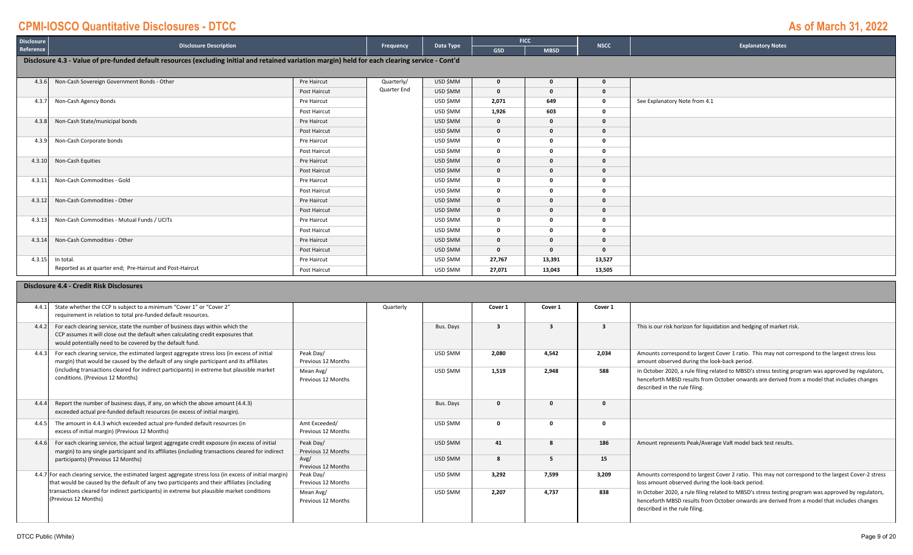# CPMI-IOSCO Quantitative Disclosures - DTCC

**As of March 31, 2022**

| Disclosure Reference | Disclosure Description | | Frequency | Data Type | FICC GSD | FICC MBSD | NSCC | Explanatory Notes |
|---|---|---|---|---|---|---|---|---|
| **Disclosure 4.3 - Value of pre-funded default resources (excluding initial and retained variation margin) held for each clearing service - Cont'd** | | | | | | | | |
| 4.3.6 | Non-Cash Sovereign Government Bonds - Other | Pre Haircut | Quarterly/ Quarter End | USD $MM | 0 | 0 | 0 | |
| | | Post Haircut | | USD $MM | 0 | 0 | 0 | |
| 4.3.7 | Non-Cash Agency Bonds | Pre Haircut | | USD $MM | 2,071 | 649 | 0 | See Explanatory Note from 4.1 |
| | | Post Haircut | | USD $MM | 1,926 | 603 | 0 | |
| 4.3.8 | Non-Cash State/municipal bonds | Pre Haircut | | USD $MM | 0 | 0 | 0 | |
| | | Post Haircut | | USD $MM | 0 | 0 | 0 | |
| 4.3.9 | Non-Cash Corporate bonds | Pre Haircut | | USD $MM | 0 | 0 | 0 | |
| | | Post Haircut | | USD $MM | 0 | 0 | 0 | |
| 4.3.10 | Non-Cash Equities | Pre Haircut | | USD $MM | 0 | 0 | 0 | |
| | | Post Haircut | | USD $MM | 0 | 0 | 0 | |
| 4.3.11 | Non-Cash Commodities - Gold | Pre Haircut | | USD $MM | 0 | 0 | 0 | |
| | | Post Haircut | | USD $MM | 0 | 0 | 0 | |
| 4.3.12 | Non-Cash Commodities - Other | Pre Haircut | | USD $MM | 0 | 0 | 0 | |
| | | Post Haircut | | USD $MM | 0 | 0 | 0 | |
| 4.3.13 | Non-Cash Commodities - Mutual Funds / UCITs | Pre Haircut | | USD $MM | 0 | 0 | 0 | |
| | | Post Haircut | | USD $MM | 0 | 0 | 0 | |
| 4.3.14 | Non-Cash Commodities - Other | Pre Haircut | | USD $MM | 0 | 0 | 0 | |
| | | Post Haircut | | USD $MM | 0 | 0 | 0 | |
| 4.3.15 | In total. Reported as at quarter end; Pre-Haircut and Post-Haircut | Pre Haircut | | USD $MM | 27,767 | 13,391 | 13,527 | |
| | | Post Haircut | | USD $MM | 27,071 | 13,043 | 13,505 | |
| **Disclosure 4.4 - Credit Risk Disclosures** | | | | | | | | |
| 4.4.1 | State whether the CCP is subject to a minimum "Cover 1" or "Cover 2" requirement in relation to total pre-funded default resources. | | Quarterly | | Cover 1 | Cover 1 | Cover 1 | |
| 4.4.2 | For each clearing service, state the number of business days within which the CCP assumes it will close out the default when calculating credit exposures that would potentially need to be covered by the default fund. | | | Bus. Days | 3 | 3 | 3 | This is our risk horizon for liquidation and hedging of market risk. |
| 4.4.3 | For each clearing service, the estimated largest aggregate stress loss (in excess of initial margin) that would be caused by the default of any single participant and its affiliates (including transactions cleared for indirect participants) in extreme but plausible market conditions. (Previous 12 Months) | Peak Day/ Previous 12 Months | | USD $MM | 2,080 | 4,542 | 2,034 | Amounts correspond to largest Cover 1 ratio. This may not correspond to the largest stress loss amount observed during the look-back period. |
| | | Mean Avg/ Previous 12 Months | | USD $MM | 1,519 | 2,948 | 588 | In October 2020, a rule filing related to MBSD's stress testing program was approved by regulators, henceforth MBSD results from October onwards are derived from a model that includes changes described in the rule filing. |
| 4.4.4 | Report the number of business days, if any, on which the above amount (4.4.3) exceeded actual pre-funded default resources (in excess of initial margin). | | | Bus. Days | 0 | 0 | 0 | |
| 4.4.5 | The amount in 4.4.3 which exceeded actual pre-funded default resources (in excess of initial margin) (Previous 12 Months) | Amt Exceeded/ Previous 12 Months | | USD $MM | 0 | 0 | 0 | |
| 4.4.6 | For each clearing service, the actual largest aggregate credit exposure (in excess of initial margin) to any single participant and its affiliates (including transactions cleared for indirect participants) (Previous 12 Months) | Peak Day/ Previous 12 Months | | USD $MM | 41 | 8 | 186 | Amount represents Peak/Average VaR model back test results. |
| | | Avg/ Previous 12 Months | | USD $MM | 8 | 5 | 15 | |
| 4.4.7 | For each clearing service, the estimated largest aggregate stress loss (in excess of initial margin) that would be caused by the default of any two participants and their affiliates (including transactions cleared for indirect participants) in extreme but plausible market conditions (Previous 12 Months) | Peak Day/ Previous 12 Months | | USD $MM | 3,292 | 7,599 | 3,209 | Amounts correspond to largest Cover 2 ratio. This may not correspond to the largest Cover-2 stress loss amount observed during the look-back period. |
| | | Mean Avg/ Previous 12 Months | | USD $MM | 2,207 | 4,737 | 838 | In October 2020, a rule filing related to MBSD's stress testing program was approved by regulators, henceforth MBSD results from October onwards are derived from a model that includes changes described in the rule filing. |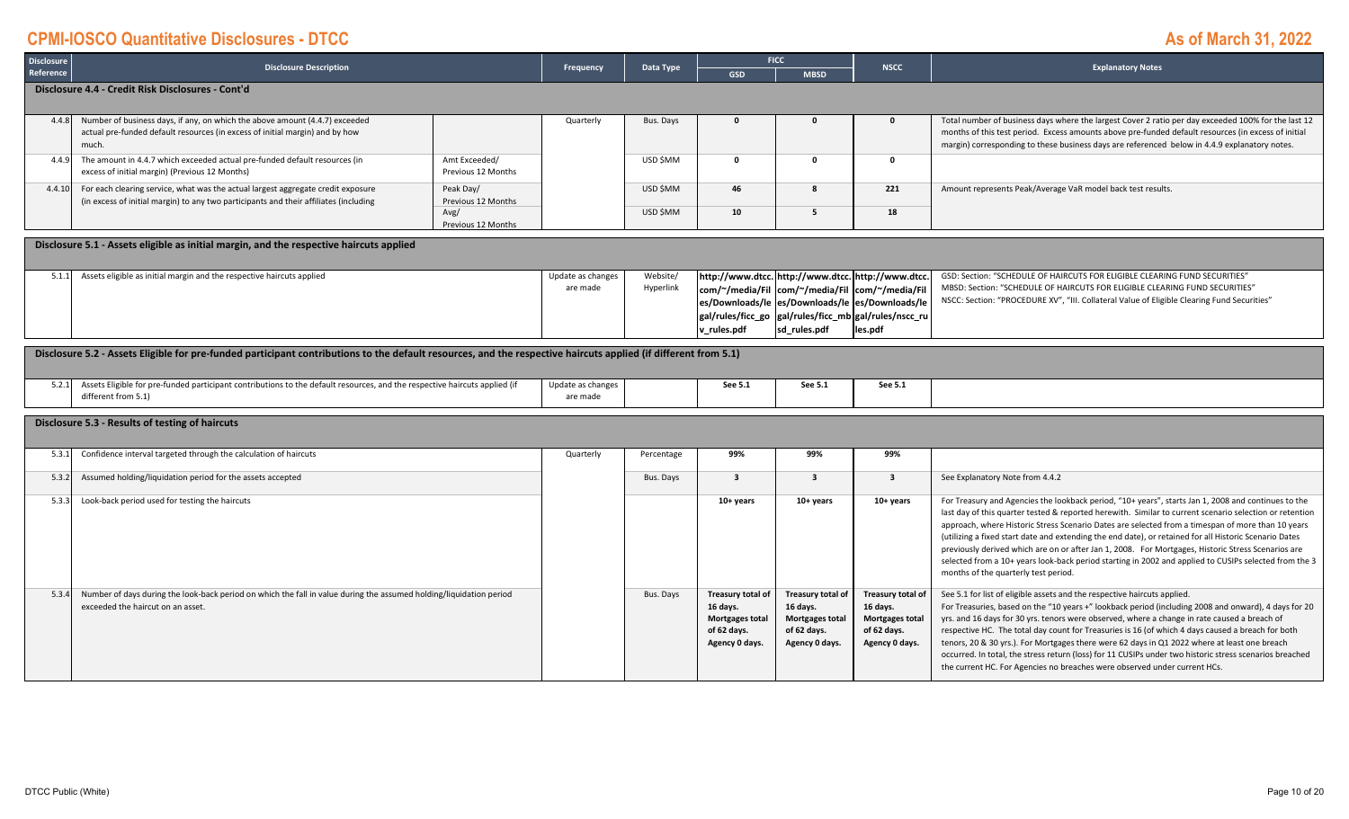# CPMI-IOSCO Quantitative Disclosures - DTCC

**As of March 31, 2022**

| Disclosure Reference | Disclosure Description | | Frequency | Data Type | FICC | | NSCC | Explanatory Notes |
|---|---|---|---|---|---|---|---|---|
| | | | | | GSD | MBSD | | |
| **Disclosure 4.4 - Credit Risk Disclosures - Cont'd** | | | | | | | | |
| 4.4.8 | Number of business days, if any, on which the above amount (4.4.7) exceeded actual pre-funded default resources (in excess of initial margin) and by how much. | | Quarterly | Bus. Days | **0** | **0** | **0** | Total number of business days where the largest Cover 2 ratio per day exceeded 100% for the last 12 months of this test period. Excess amounts above pre-funded default resources (in excess of initial margin) corresponding to these business days are referenced below in 4.4.9 explanatory notes. |
| 4.4.9 | The amount in 4.4.7 which exceeded actual pre-funded default resources (in excess of initial margin) (Previous 12 Months) | Amt Exceeded/ Previous 12 Months | | USD $MM | **0** | **0** | **0** | |
| 4.4.10 | For each clearing service, what was the actual largest aggregate credit exposure (in excess of initial margin) to any two participants and their affiliates (including | Peak Day/ Previous 12 Months | | USD $MM | **46** | **8** | **221** | Amount represents Peak/Average VaR model back test results. |
| | | Avg/ Previous 12 Months | | USD $MM | **10** | **5** | **18** | |
| **Disclosure 5.1 - Assets eligible as initial margin, and the respective haircuts applied** | | | | | | | | |
| 5.1.1 | Assets eligible as initial margin and the respective haircuts applied | | Update as changes are made | Website/ Hyperlink | **http://www.dtcc.com/~/media/Files/Downloads/legal/rules/ficc_gov_rules.pdf** | **http://www.dtcc.com/~/media/Files/Downloads/legal/rules/ficc_mbsd_rules.pdf** | **http://www.dtcc.com/~/media/Files/Downloads/legal/rules/nscc_rules.pdf** | GSD: Section: "SCHEDULE OF HAIRCUTS FOR ELIGIBLE CLEARING FUND SECURITIES" MBSD: Section: "SCHEDULE OF HAIRCUTS FOR ELIGIBLE CLEARING FUND SECURITIES" NSCC: Section: "PROCEDURE XV", "III. Collateral Value of Eligible Clearing Fund Securities" |
| **Disclosure 5.2 - Assets Eligible for pre-funded participant contributions to the default resources, and the respective haircuts applied (if different from 5.1)** | | | | | | | | |
| 5.2.1 | Assets Eligible for pre-funded participant contributions to the default resources, and the respective haircuts applied (if different from 5.1) | | Update as changes are made | | **See 5.1** | **See 5.1** | **See 5.1** | |
| **Disclosure 5.3 - Results of testing of haircuts** | | | | | | | | |
| 5.3.1 | Confidence interval targeted through the calculation of haircuts | | Quarterly | Percentage | **99%** | **99%** | **99%** | |
| 5.3.2 | Assumed holding/liquidation period for the assets accepted | | | Bus. Days | **3** | **3** | **3** | See Explanatory Note from 4.4.2 |
| 5.3.3 | Look-back period used for testing the haircuts | | | | **10+ years** | **10+ years** | **10+ years** | For Treasury and Agencies the lookback period, "10+ years", starts Jan 1, 2008 and continues to the last day of this quarter tested & reported herewith. Similar to current scenario selection or retention approach, where Historic Stress Scenario Dates are selected from a timespan of more than 10 years (utilizing a fixed start date and extending the end date), or retained for all Historic Scenario Dates previously derived which are on or after Jan 1, 2008. For Mortgages, Historic Stress Scenarios are selected from a 10+ years look-back period starting in 2002 and applied to CUSIPs selected from the 3 months of the quarterly test period. |
| 5.3.4 | Number of days during the look-back period on which the fall in value during the assumed holding/liquidation period exceeded the haircut on an asset. | | | Bus. Days | **Treasury total of 16 days. Mortgages total of 62 days. Agency 0 days.** | **Treasury total of 16 days. Mortgages total of 62 days. Agency 0 days.** | **Treasury total of 16 days. Mortgages total of 62 days. Agency 0 days.** | See 5.1 for list of eligible assets and the respective haircuts applied. For Treasuries, based on the "10 years +" lookback period (including 2008 and onward), 4 days for 20 yrs. and 16 days for 30 yrs. tenors were observed, where a change in rate caused a breach of respective HC. The total day count for Treasuries is 16 (of which 4 days caused a breach for both tenors, 20 & 30 yrs.). For Mortgages there were 62 days in Q1 2022 where at least one breach occurred. In total, the stress return (loss) for 11 CUSIPs under two historic stress scenarios breached the current HC. For Agencies no breaches were observed under current HCs. |

DTCC Public (White)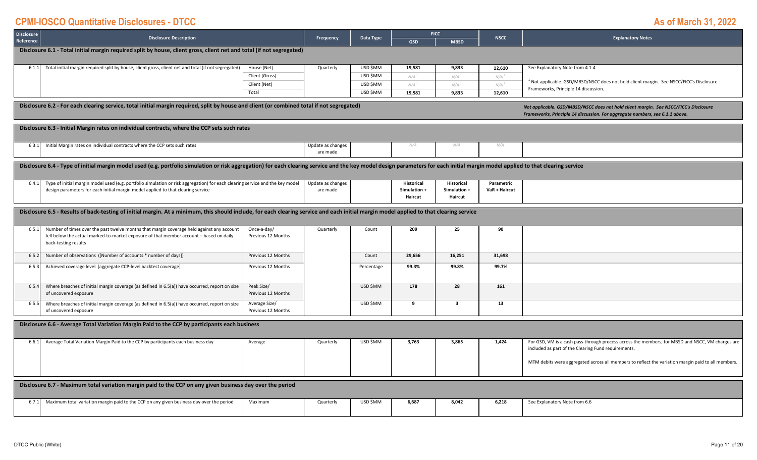# CPMI-IOSCO Quantitative Disclosures - DTCC

## As of March 31, 2022

| Disclosure Reference | Disclosure Description | | Frequency | Data Type | FICC | | NSCC | Explanatory Notes |
|---|---|---|---|---|---|---|---|---|
| | | | | | GSD | MBSD | | |
| **Disclosure 6.1 - Total initial margin required split by house, client gross, client net and total (if not segregated)** | | | | | | | | |
| 6.1.1 | Total initial margin required split by house, client gross, client net and total (if not segregated) | House (Net) | Quarterly | USD $MM | 19,581 | 9,833 | 12,610 | See Explanatory Note from 4.1.4 |
| | | Client (Gross) | | USD $MM | N/A [1] | N/A [1] | N/A [1] | [1] Not applicable. GSD/MBSD/NSCC does not hold client margin. See NSCC/FICC's Disclosure Frameworks, Principle 14 discussion. |
| | | Client (Net) | | USD $MM | N/A [1] | N/A [1] | N/A [1] | |
| | | Total | | USD $MM | 19,581 | 9,833 | 12,610 | |
| **Disclosure 6.2 - For each clearing service, total initial margin required, split by house and client (or combined total if not segregated)** | | | | | | | | *Not applicable. GSD/MBSD/NSCC does not hold client margin. See NSCC/FICC's Disclosure Frameworks, Principle 14 discussion. For aggregate numbers, see 6.1.1 above.* |
| **Disclosure 6.3 - Initial Margin rates on individual contracts, where the CCP sets such rates** | | | | | | | | |
| 6.3.1 | Initial Margin rates on individual contracts where the CCP sets such rates | | Update as changes are made | | N/A | N/A | N/A | |
| **Disclosure 6.4 - Type of initial margin model used (e.g. portfolio simulation or risk aggregation) for each clearing service and the key model design parameters for each initial margin model applied to that clearing service** | | | | | | | | |
| 6.4.1 | Type of initial margin model used (e.g. portfolio simulation or risk aggregation) for each clearing service and the key model design parameters for each initial margin model applied to that clearing service | | Update as changes are made | | Historical Simulation + Haircut | Historical Simulation + Haircut | Parametric VaR + Haircut | |
| **Disclosure 6.5 - Results of back-testing of initial margin. At a minimum, this should include, for each clearing service and each initial margin model applied to that clearing service** | | | | | | | | |
| 6.5.1 | Number of times over the past twelve months that margin coverage held against any account fell below the actual marked-to-market exposure of that member account – based on daily back-testing results | Once-a-day/ Previous 12 Months | Quarterly | Count | 209 | 25 | 90 | |
| 6.5.2 | Number of observations ([Number of accounts * number of days]) | Previous 12 Months | | Count | 29,656 | 16,251 | 31,698 | |
| 6.5.3 | Achieved coverage level [aggregate CCP-level backtest coverage] | Previous 12 Months | | Percentage | 99.3% | 99.8% | 99.7% | |
| 6.5.4 | Where breaches of initial margin coverage (as defined in 6.5(a)) have occurred, report on size of uncovered exposure | Peak Size/ Previous 12 Months | | USD $MM | 178 | 28 | 161 | |
| 6.5.5 | Where breaches of initial margin coverage (as defined in 6.5(a)) have occurred, report on size of uncovered exposure | Average Size/ Previous 12 Months | | USD $MM | 9 | 3 | 13 | |
| **Disclosure 6.6 - Average Total Variation Margin Paid to the CCP by participants each business day** | | | | | | | | |
| 6.6.1 | Average Total Variation Margin Paid to the CCP by participants each business day | Average | Quarterly | USD $MM | 3,763 | 3,865 | 1,424 | For GSD, VM is a cash pass-through process across the members; for MBSD and NSCC, VM charges are included as part of the Clearing Fund requirements. MTM debits were aggregated across all members to reflect the variation margin paid to all members. |
| **Disclosure 6.7 - Maximum total variation margin paid to the CCP on any given business day over the period** | | | | | | | | |
| 6.7.1 | Maximum total variation margin paid to the CCP on any given business day over the period | Maximum | Quarterly | USD $MM | 6,687 | 8,042 | 6,218 | See Explanatory Note from 6.6 |

DTCC Public (White)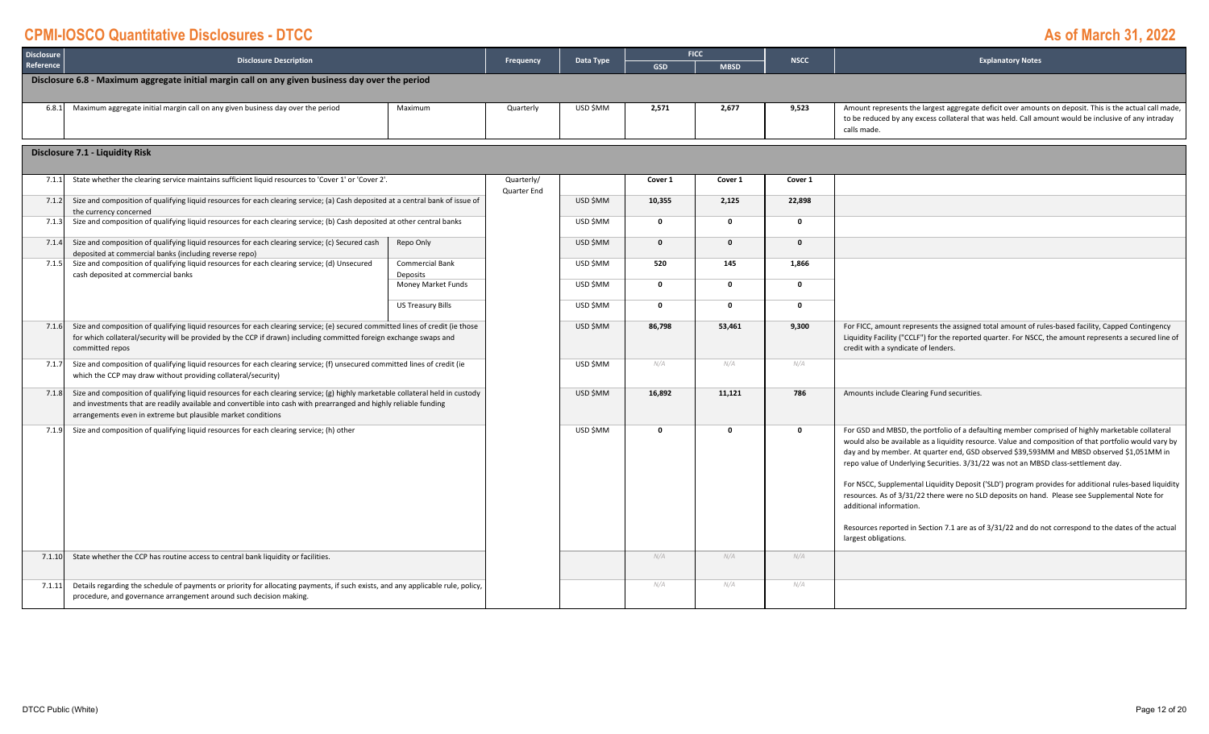# CPMI-IOSCO Quantitative Disclosures - DTCC

**As of March 31, 2022**

| Disclosure Reference | Disclosure Description | | Frequency | Data Type | FICC | | NSCC | Explanatory Notes |
|---|---|---|---|---|---|---|---|---|
| | | | | | GSD | MBSD | | |
| **Disclosure 6.8 - Maximum aggregate initial margin call on any given business day over the period** | | | | | | | | |
| 6.8.1 | Maximum aggregate initial margin call on any given business day over the period | Maximum | Quarterly | USD $MM | 2,571 | 2,677 | 9,523 | Amount represents the largest aggregate deficit over amounts on deposit. This is the actual call made, to be reduced by any excess collateral that was held. Call amount would be inclusive of any intraday calls made. |

**Disclosure 7.1 - Liquidity Risk**

| Disclosure Reference | Disclosure Description | | Frequency | Data Type | FICC GSD | FICC MBSD | NSCC | Explanatory Notes |
|---|---|---|---|---|---|---|---|---|
| 7.1.1 | State whether the clearing service maintains sufficient liquid resources to 'Cover 1' or 'Cover 2'. | | Quarterly/ Quarter End | | Cover 1 | Cover 1 | Cover 1 | |
| 7.1.2 | Size and composition of qualifying liquid resources for each clearing service; (a) Cash deposited at a central bank of issue of the currency concerned | | | USD $MM | 10,355 | 2,125 | 22,898 | |
| 7.1.3 | Size and composition of qualifying liquid resources for each clearing service; (b) Cash deposited at other central banks | | | USD $MM | 0 | 0 | 0 | |
| 7.1.4 | Size and composition of qualifying liquid resources for each clearing service; (c) Secured cash deposited at commercial banks (including reverse repo) | Repo Only | | USD $MM | 0 | 0 | 0 | |
| 7.1.5 | Size and composition of qualifying liquid resources for each clearing service; (d) Unsecured cash deposited at commercial banks | Commercial Bank Deposits | | USD $MM | 520 | 145 | 1,866 | |
| | | Money Market Funds | | USD $MM | 0 | 0 | 0 | |
| | | US Treasury Bills | | USD $MM | 0 | 0 | 0 | |
| 7.1.6 | Size and composition of qualifying liquid resources for each clearing service; (e) secured committed lines of credit (ie those for which collateral/security will be provided by the CCP if drawn) including committed foreign exchange swaps and committed repos | | | USD $MM | 86,798 | 53,461 | 9,300 | For FICC, amount represents the assigned total amount of rules-based facility, Capped Contingency Liquidity Facility ("CCLF") for the reported quarter. For NSCC, the amount represents a secured line of credit with a syndicate of lenders. |
| 7.1.7 | Size and composition of qualifying liquid resources for each clearing service; (f) unsecured committed lines of credit (ie which the CCP may draw without providing collateral/security) | | | USD $MM | N/A | N/A | N/A | |
| 7.1.8 | Size and composition of qualifying liquid resources for each clearing service; (g) highly marketable collateral held in custody and investments that are readily available and convertible into cash with prearranged and highly reliable funding arrangements even in extreme but plausible market conditions | | | USD $MM | 16,892 | 11,121 | 786 | Amounts include Clearing Fund securities. |
| 7.1.9 | Size and composition of qualifying liquid resources for each clearing service; (h) other | | | USD $MM | 0 | 0 | 0 | For GSD and MBSD, the portfolio of a defaulting member comprised of highly marketable collateral would also be available as a liquidity resource. Value and composition of that portfolio would vary by day and by member. At quarter end, GSD observed $39,593MM and MBSD observed $1,051MM in repo value of Underlying Securities. 3/31/22 was not an MBSD class-settlement day.<br><br>For NSCC, Supplemental Liquidity Deposit ('SLD') program provides for additional rules-based liquidity resources. As of 3/31/22 there were no SLD deposits on hand. Please see Supplemental Note for additional information.<br><br>Resources reported in Section 7.1 are as of 3/31/22 and do not correspond to the dates of the actual largest obligations. |
| 7.1.10 | State whether the CCP has routine access to central bank liquidity or facilities. | | | | N/A | N/A | N/A | |
| 7.1.11 | Details regarding the schedule of payments or priority for allocating payments, if such exists, and any applicable rule, policy, procedure, and governance arrangement around such decision making. | | | | N/A | N/A | N/A | |

DTCC Public (White)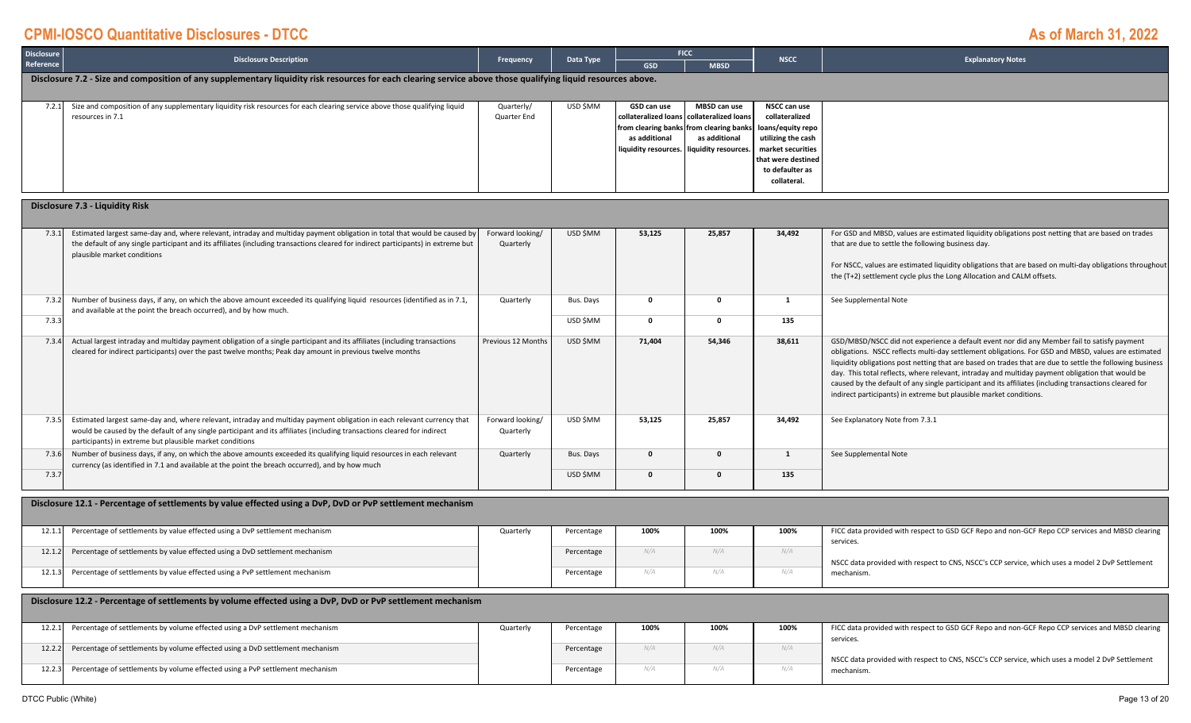# CPMI-IOSCO Quantitative Disclosures - DTCC

# As of March 31, 2022

| Disclosure Reference | Disclosure Description | Frequency | Data Type | FICC | | NSCC | Explanatory Notes |
|---|---|---|---|---|---|---|---|
| | | | | GSD | MBSD | | |
| **Disclosure 7.2 - Size and composition of any supplementary liquidity risk resources for each clearing service above those qualifying liquid resources above.** | | | | | | | |
| 7.2.1 | Size and composition of any supplementary liquidity risk resources for each clearing service above those qualifying liquid resources in 7.1 | Quarterly/ Quarter End | USD $MM | **GSD can use collateralized loans from clearing banks as additional liquidity resources.** | **MBSD can use collateralized loans from clearing banks as additional liquidity resources.** | **NSCC can use collateralized loans/equity repo utilizing the cash market securities that were destined to defaulter as collateral.** | |
| **Disclosure 7.3 - Liquidity Risk** | | | | | | | |
| 7.3.1 | Estimated largest same-day and, where relevant, intraday and multiday payment obligation in total that would be caused by the default of any single participant and its affiliates (including transactions cleared for indirect participants) in extreme but plausible market conditions | Forward looking/ Quarterly | USD $MM | **53,125** | **25,857** | **34,492** | For GSD and MBSD, values are estimated liquidity obligations post netting that are based on trades that are due to settle the following business day.<br><br>For NSCC, values are estimated liquidity obligations that are based on multi-day obligations throughout the (T+2) settlement cycle plus the Long Allocation and CALM offsets. |
| 7.3.2 | Number of business days, if any, on which the above amount exceeded its qualifying liquid resources (identified as in 7.1, and available at the point the breach occurred), and by how much. | Quarterly | Bus. Days | **0** | **0** | **1** | See Supplemental Note |
| 7.3.3 | | | USD $MM | **0** | **0** | **135** | |
| 7.3.4 | Actual largest intraday and multiday payment obligation of a single participant and its affiliates (including transactions cleared for indirect participants) over the past twelve months; Peak day amount in previous twelve months | Previous 12 Months | USD $MM | **71,404** | **54,346** | **38,611** | GSD/MBSD/NSCC did not experience a default event nor did any Member fail to satisfy payment obligations. NSCC reflects multi-day settlement obligations. For GSD and MBSD, values are estimated liquidity obligations post netting that are based on trades that are due to settle the following business day. This total reflects, where relevant, intraday and multiday payment obligation that would be caused by the default of any single participant and its affiliates (including transactions cleared for indirect participants) in extreme but plausible market conditions. |
| 7.3.5 | Estimated largest same-day and, where relevant, intraday and multiday payment obligation in each relevant currency that would be caused by the default of any single participant and its affiliates (including transactions cleared for indirect participants) in extreme but plausible market conditions | Forward looking/ Quarterly | USD $MM | **53,125** | **25,857** | **34,492** | See Explanatory Note from 7.3.1 |
| 7.3.6 | Number of business days, if any, on which the above amounts exceeded its qualifying liquid resources in each relevant currency (as identified in 7.1 and available at the point the breach occurred), and by how much | Quarterly | Bus. Days | **0** | **0** | **1** | See Supplemental Note |
| 7.3.7 | | | USD $MM | **0** | **0** | **135** | |
| **Disclosure 12.1 - Percentage of settlements by value effected using a DvP, DvD or PvP settlement mechanism** | | | | | | | |
| 12.1.1 | Percentage of settlements by value effected using a DvP settlement mechanism | Quarterly | Percentage | **100%** | **100%** | **100%** | FICC data provided with respect to GSD GCF Repo and non-GCF Repo CCP services and MBSD clearing services.<br><br>NSCC data provided with respect to CNS, NSCC's CCP service, which uses a model 2 DvP Settlement mechanism. |
| 12.1.2 | Percentage of settlements by value effected using a DvD settlement mechanism | | Percentage | *N/A* | *N/A* | *N/A* | |
| 12.1.3 | Percentage of settlements by value effected using a PvP settlement mechanism | | Percentage | *N/A* | *N/A* | *N/A* | |
| **Disclosure 12.2 - Percentage of settlements by volume effected using a DvP, DvD or PvP settlement mechanism** | | | | | | | |
| 12.2.1 | Percentage of settlements by volume effected using a DvP settlement mechanism | Quarterly | Percentage | **100%** | **100%** | **100%** | FICC data provided with respect to GSD GCF Repo and non-GCF Repo CCP services and MBSD clearing services.<br><br>NSCC data provided with respect to CNS, NSCC's CCP service, which uses a model 2 DvP Settlement mechanism. |
| 12.2.2 | Percentage of settlements by volume effected using a DvD settlement mechanism | | Percentage | *N/A* | *N/A* | *N/A* | |
| 12.2.3 | Percentage of settlements by volume effected using a PvP settlement mechanism | | Percentage | *N/A* | *N/A* | *N/A* | |

DTCC Public (White)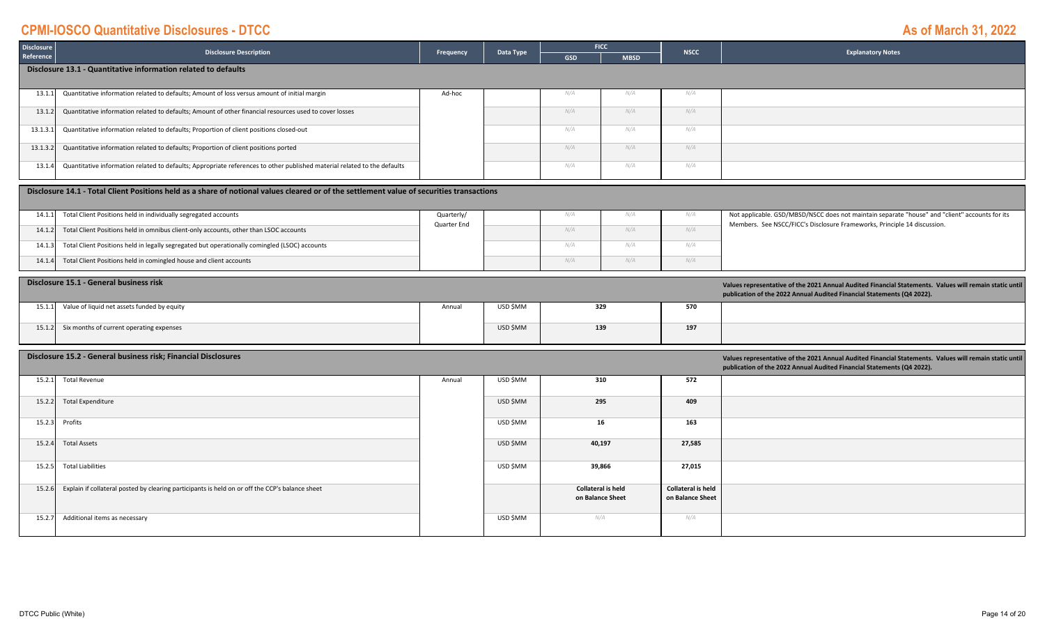# CPMI-IOSCO Quantitative Disclosures - DTCC

**As of March 31, 2022**

| Disclosure Reference | Disclosure Description | Frequency | Data Type | FICC | | NSCC | Explanatory Notes |
|---|---|---|---|---|---|---|---|
| | | | | GSD | MBSD | | |
| **Disclosure 13.1 - Quantitative information related to defaults** | | | | | | | |
| 13.1.1 | Quantitative information related to defaults; Amount of loss versus amount of initial margin | Ad-hoc | | N/A | N/A | N/A | |
| 13.1.2 | Quantitative information related to defaults; Amount of other financial resources used to cover losses | | | N/A | N/A | N/A | |
| 13.1.3.1 | Quantitative information related to defaults; Proportion of client positions closed-out | | | N/A | N/A | N/A | |
| 13.1.3.2 | Quantitative information related to defaults; Proportion of client positions ported | | | N/A | N/A | N/A | |
| 13.1.4 | Quantitative information related to defaults; Appropriate references to other published material related to the defaults | | | N/A | N/A | N/A | |
| **Disclosure 14.1 - Total Client Positions held as a share of notional values cleared or of the settlement value of securities transactions** | | | | | | | |
| 14.1.1 | Total Client Positions held in individually segregated accounts | Quarterly/ Quarter End | | N/A | N/A | N/A | Not applicable. GSD/MBSD/NSCC does not maintain separate "house" and "client" accounts for its Members. See NSCC/FICC's Disclosure Frameworks, Principle 14 discussion. |
| 14.1.2 | Total Client Positions held in omnibus client-only accounts, other than LSOC accounts | | | N/A | N/A | N/A | |
| 14.1.3 | Total Client Positions held in legally segregated but operationally comingled (LSOC) accounts | | | N/A | N/A | N/A | |
| 14.1.4 | Total Client Positions held in comingled house and client accounts | | | N/A | N/A | N/A | |
| **Disclosure 15.1 - General business risk** | | | | | | | **Values representative of the 2021 Annual Audited Financial Statements. Values will remain static until publication of the 2022 Annual Audited Financial Statements (Q4 2022).** |
| 15.1.1 | Value of liquid net assets funded by equity | Annual | USD $MM | 329 | | 570 | |
| 15.1.2 | Six months of current operating expenses | | USD $MM | 139 | | 197 | |
| **Disclosure 15.2 - General business risk; Financial Disclosures** | | | | | | | **Values representative of the 2021 Annual Audited Financial Statements. Values will remain static until publication of the 2022 Annual Audited Financial Statements (Q4 2022).** |
| 15.2.1 | Total Revenue | Annual | USD $MM | 310 | | 572 | |
| 15.2.2 | Total Expenditure | | USD $MM | 295 | | 409 | |
| 15.2.3 | Profits | | USD $MM | 16 | | 163 | |
| 15.2.4 | Total Assets | | USD $MM | 40,197 | | 27,585 | |
| 15.2.5 | Total Liabilities | | USD $MM | 39,866 | | 27,015 | |
| 15.2.6 | Explain if collateral posted by clearing participants is held on or off the CCP's balance sheet | | | Collateral is held on Balance Sheet | | Collateral is held on Balance Sheet | |
| 15.2.7 | Additional items as necessary | | USD $MM | N/A | | N/A | |

DTCC Public (White)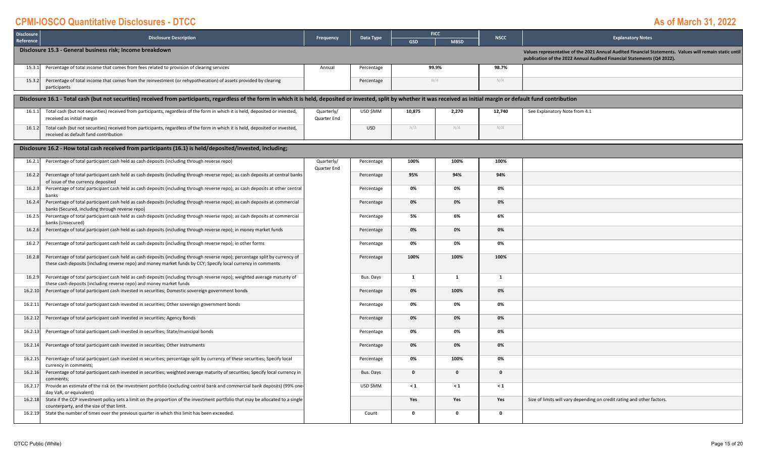# CPMI-IOSCO Quantitative Disclosures - DTCC

## As of March 31, 2022

| Disclosure Reference | Disclosure Description | Frequency | Data Type | FICC GSD | FICC MBSD | NSCC | Explanatory Notes |
|---|---|---|---|---|---|---|---|
| **Disclosure 15.3 - General business risk; Income breakdown** | | | | | | | **Values representative of the 2021 Annual Audited Financial Statements. Values will remain static until publication of the 2022 Annual Audited Financial Statements (Q4 2022).** |
| 15.3.1 | Percentage of total income that comes from fees related to provision of clearing services | Annual | Percentage | **99.9%** | | **98.7%** | |
| 15.3.2 | Percentage of total income that comes from the reinvestment (or rehypothecation) of assets provided by clearing participants | | Percentage | N/A | | N/A | |
| **Disclosure 16.1 - Total cash (but not securities) received from participants, regardless of the form in which it is held, deposited or invested, split by whether it was received as initial margin or default fund contribution** | | | | | | | |
| 16.1.1 | Total cash (but not securities) received from participants, regardless of the form in which it is held, deposited or invested, received as initial margin | Quarterly/ Quarter End | USD $MM | **10,875** | **2,270** | **12,740** | See Explanatory Note from 4.1 |
| 16.1.2 | Total cash (but not securities) received from participants, regardless of the form in which it is held, deposited or invested, received as default fund contribution | | USD | N/A | N/A | N/A | |
| **Disclosure 16.2 - How total cash received from participants (16.1) is held/deposited/invested, including;** | | | | | | | |
| 16.2.1 | Percentage of total participant cash held as cash deposits (including through reverse repo) | Quarterly/ Quarter End | Percentage | **100%** | **100%** | **100%** | |
| 16.2.2 | Percentage of total participant cash held as cash deposits (including through reverse repo); as cash deposits at central banks of issue of the currency deposited | | Percentage | **95%** | **94%** | **94%** | |
| 16.2.3 | Percentage of total participant cash held as cash deposits (including through reverse repo); as cash deposits at other central banks | | Percentage | **0%** | **0%** | **0%** | |
| 16.2.4 | Percentage of total participant cash held as cash deposits (including through reverse repo); as cash deposits at commercial banks (Secured, including through reverse repo) | | Percentage | **0%** | **0%** | **0%** | |
| 16.2.5 | Percentage of total participant cash held as cash deposits (including through reverse repo); as cash deposits at commercial banks (Unsecured) | | Percentage | **5%** | **6%** | **6%** | |
| 16.2.6 | Percentage of total participant cash held as cash deposits (including through reverse repo); in money market funds | | Percentage | **0%** | **0%** | **0%** | |
| 16.2.7 | Percentage of total participant cash held as cash deposits (including through reverse repo); in other forms | | Percentage | **0%** | **0%** | **0%** | |
| 16.2.8 | Percentage of total participant cash held as cash deposits (including through reverse repo); percentage split by currency of these cash deposits (including reverse repo) and money market funds by CCY; Specify local currency in comments | | Percentage | **100%** | **100%** | **100%** | |
| 16.2.9 | Percentage of total participant cash held as cash deposits (including through reverse repo); weighted average maturity of these cash deposits (including reverse repo) and money market funds | | Bus. Days | **1** | **1** | **1** | |
| 16.2.10 | Percentage of total participant cash invested in securities; Domestic sovereign government bonds | | Percentage | **0%** | **100%** | **0%** | |
| 16.2.11 | Percentage of total participant cash invested in securities; Other sovereign government bonds | | Percentage | **0%** | **0%** | **0%** | |
| 16.2.12 | Percentage of total participant cash invested in securities; Agency Bonds | | Percentage | **0%** | **0%** | **0%** | |
| 16.2.13 | Percentage of total participant cash invested in securities; State/municipal bonds | | Percentage | **0%** | **0%** | **0%** | |
| 16.2.14 | Percentage of total participant cash invested in securities; Other instruments | | Percentage | **0%** | **0%** | **0%** | |
| 16.2.15 | Percentage of total participant cash invested in securities; percentage split by currency of these securities; Specify local currency in comments; | | Percentage | **0%** | **100%** | **0%** | |
| 16.2.16 | Percentage of total participant cash invested in securities; weighted average maturity of securities; Specify local currency in comments; | | Bus. Days | **0** | **0** | **0** | |
| 16.2.17 | Provide an estimate of the risk on the investment portfolio (excluding central bank and commercial bank deposits) (99% one-day VaR, or equivalent) | | USD $MM | **< 1** | **< 1** | **< 1** | |
| 16.2.18 | State if the CCP investment policy sets a limit on the proportion of the investment portfolio that may be allocated to a single counterparty, and the size of that limit. | | | **Yes** | **Yes** | **Yes** | Size of limits will vary depending on credit rating and other factors. |
| 16.2.19 | State the number of times over the previous quarter in which this limit has been exceeded. | | Count | **0** | **0** | **0** | |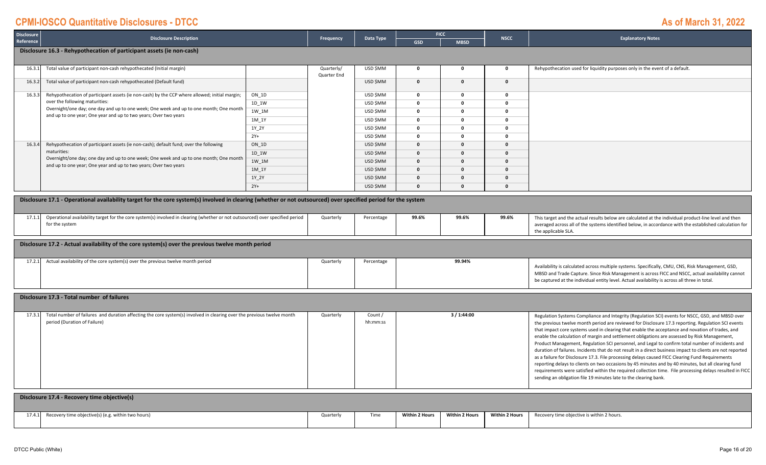# CPMI-IOSCO Quantitative Disclosures - DTCC

**As of March 31, 2022**

| Disclosure Reference | Disclosure Description | | Frequency | Data Type | FICC | | NSCC | Explanatory Notes |
|---|---|---|---|---|---|---|---|---|
| | | | | | GSD | MBSD | | |
| **Disclosure 16.3 - Rehypothecation of participant assets (ie non-cash)** | | | | | | | | |
| 16.3.1 | Total value of participant non-cash rehypothecated (Initial margin) | | Quarterly/ Quarter End | USD $MM | 0 | 0 | 0 | Rehypothecation used for liquidity purposes only in the event of a default. |
| 16.3.2 | Total value of participant non-cash rehypothecated (Default fund) | | | USD $MM | 0 | 0 | 0 | |
| 16.3.3 | Rehypothecation of participant assets (ie non-cash) by the CCP where allowed; initial margin; over the following maturities: Overnight/one day; one day and up to one week; One week and up to one month; One month and up to one year; One year and up to two years; Over two years | ON_1D | | USD $MM | 0 | 0 | 0 | |
| | | 1D_1W | | USD $MM | 0 | 0 | 0 | |
| | | 1W_1M | | USD $MM | 0 | 0 | 0 | |
| | | 1M_1Y | | USD $MM | 0 | 0 | 0 | |
| | | 1Y_2Y | | USD $MM | 0 | 0 | 0 | |
| | | 2Y+ | | USD $MM | 0 | 0 | 0 | |
| 16.3.4 | Rehypothecation of participant assets (ie non-cash); default fund; over the following maturities: Overnight/one day; one day and up to one week; One week and up to one month; One month and up to one year; One year and up to two years; Over two years | ON_1D | | USD $MM | 0 | 0 | 0 | |
| | | 1D_1W | | USD $MM | 0 | 0 | 0 | |
| | | 1W_1M | | USD $MM | 0 | 0 | 0 | |
| | | 1M_1Y | | USD $MM | 0 | 0 | 0 | |
| | | 1Y_2Y | | USD $MM | 0 | 0 | 0 | |
| | | 2Y+ | | USD $MM | 0 | 0 | 0 | |
| **Disclosure 17.1 - Operational availability target for the core system(s) involved in clearing (whether or not outsourced) over specified period for the system** | | | | | | | | |
| 17.1.1 | Operational availability target for the core system(s) involved in clearing (whether or not outsourced) over specified period for the system | | Quarterly | Percentage | 99.6% | 99.6% | 99.6% | This target and the actual results below are calculated at the individual product-line level and then averaged across all of the systems identified below, in accordance with the established calculation for the applicable SLA. |
| **Disclosure 17.2 - Actual availability of the core system(s) over the previous twelve month period** | | | | | | | | |
| 17.2.1 | Actual availability of the core system(s) over the previous twelve month period | | Quarterly | Percentage | 99.94% | | | Availability is calculated across multiple systems. Specifically, CMU, CNS, Risk Management, GSD, MBSD and Trade Capture. Since Risk Management is across FICC and NSCC, actual availability cannot be captured at the individual entity level. Actual availability is across all three in total. |
| **Disclosure 17.3 - Total number of failures** | | | | | | | | |
| 17.3.1 | Total number of failures and duration affecting the core system(s) involved in clearing over the previous twelve month period (Duration of Failure) | | Quarterly | Count / hh:mm:ss | 3 / 1:44:00 | | | Regulation Systems Compliance and Integrity (Regulation SCI) events for NSCC, GSD, and MBSD over the previous twelve month period are reviewed for Disclosure 17.3 reporting. Regulation SCI events that impact core systems used in clearing that enable the acceptance and novation of trades, and enable the calculation of margin and settlement obligations are assessed by Risk Management, Product Management, Regulation SCI personnel, and Legal to confirm total number of incidents and duration of failures. Incidents that do not result in a direct business impact to clients are not reported as a failure for Disclosure 17.3. File processing delays caused FICC Clearing Fund Requirements reporting delays to clients on two occasions by 45 minutes and by 40 minutes, but all clearing fund requirements were satisfied within the required collection time. File processing delays resulted in FICC sending an obligation file 19 minutes late to the clearing bank. |
| **Disclosure 17.4 - Recovery time objective(s)** | | | | | | | | |
| 17.4.1 | Recovery time objective(s) (e.g. within two hours) | | Quarterly | Time | Within 2 Hours | Within 2 Hours | Within 2 Hours | Recovery time objective is within 2 hours. |

DTCC Public (White)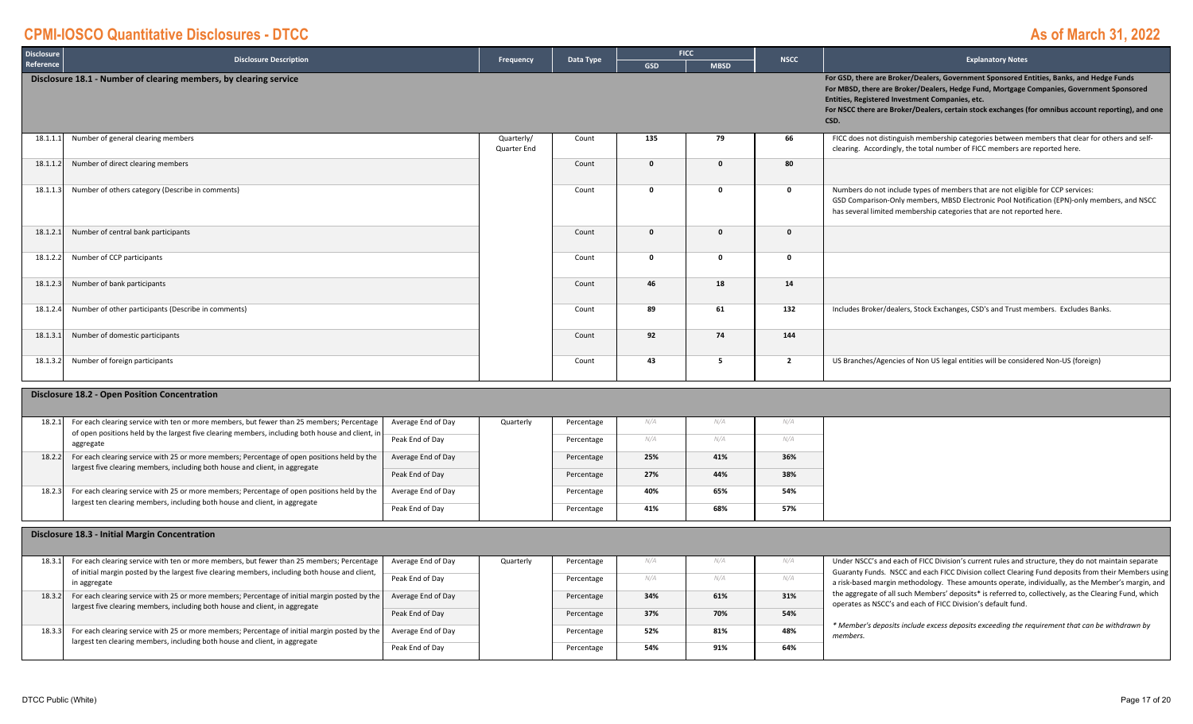# CPMI-IOSCO Quantitative Disclosures - DTCC

**As of March 31, 2022**

| Disclosure Reference | Disclosure Description | | Frequency | Data Type | FICC GSD | FICC MBSD | NSCC | Explanatory Notes |
|---|---|---|---|---|---|---|---|---|
| **Disclosure 18.1 - Number of clearing members, by clearing service** | | | | | | | | **For GSD, there are Broker/Dealers, Government Sponsored Entities, Banks, and Hedge Funds For MBSD, there are Broker/Dealers, Hedge Fund, Mortgage Companies, Government Sponsored Entities, Registered Investment Companies, etc. For NSCC there are Broker/Dealers, certain stock exchanges (for omnibus account reporting), and one CSD.** |
| 18.1.1.1 | Number of general clearing members | | Quarterly/ Quarter End | Count | **135** | **79** | **66** | FICC does not distinguish membership categories between members that clear for others and self-clearing. Accordingly, the total number of FICC members are reported here. |
| 18.1.1.2 | Number of direct clearing members | | | Count | **0** | **0** | **80** | |
| 18.1.1.3 | Number of others category (Describe in comments) | | | Count | **0** | **0** | **0** | Numbers do not include types of members that are not eligible for CCP services: GSD Comparison-Only members, MBSD Electronic Pool Notification (EPN)-only members, and NSCC has several limited membership categories that are not reported here. |
| 18.1.2.1 | Number of central bank participants | | | Count | **0** | **0** | **0** | |
| 18.1.2.2 | Number of CCP participants | | | Count | **0** | **0** | **0** | |
| 18.1.2.3 | Number of bank participants | | | Count | **46** | **18** | **14** | |
| 18.1.2.4 | Number of other participants (Describe in comments) | | | Count | **89** | **61** | **132** | Includes Broker/dealers, Stock Exchanges, CSD's and Trust members. Excludes Banks. |
| 18.1.3.1 | Number of domestic participants | | | Count | **92** | **74** | **144** | |
| 18.1.3.2 | Number of foreign participants | | | Count | **43** | **5** | **2** | US Branches/Agencies of Non US legal entities will be considered Non-US (foreign) |
| **Disclosure 18.2 - Open Position Concentration** | | | | | | | | |
| 18.2.1 | For each clearing service with ten or more members, but fewer than 25 members; Percentage of open positions held by the largest five clearing members, including both house and client, in aggregate | Average End of Day | Quarterly | Percentage | N/A | N/A | N/A | |
| | | Peak End of Day | | Percentage | N/A | N/A | N/A | |
| 18.2.2 | For each clearing service with 25 or more members; Percentage of open positions held by the largest five clearing members, including both house and client, in aggregate | Average End of Day | | Percentage | **25%** | **41%** | **36%** | |
| | | Peak End of Day | | Percentage | **27%** | **44%** | **38%** | |
| 18.2.3 | For each clearing service with 25 or more members; Percentage of open positions held by the largest ten clearing members, including both house and client, in aggregate | Average End of Day | | Percentage | **40%** | **65%** | **54%** | |
| | | Peak End of Day | | Percentage | **41%** | **68%** | **57%** | |
| **Disclosure 18.3 - Initial Margin Concentration** | | | | | | | | |
| 18.3.1 | For each clearing service with ten or more members, but fewer than 25 members; Percentage of initial margin posted by the largest five clearing members, including both house and client, in aggregate | Average End of Day | Quarterly | Percentage | N/A | N/A | N/A | Under NSCC's and each of FICC Division's current rules and structure, they do not maintain separate Guaranty Funds. NSCC and each FICC Division collect Clearing Fund deposits from their Members using a risk-based margin methodology. These amounts operate, individually, as the Member's margin, and the aggregate of all such Members' deposits* is referred to, collectively, as the Clearing Fund, which operates as NSCC's and each of FICC Division's default fund. *\* Member's deposits include excess deposits exceeding the requirement that can be withdrawn by members.* |
| | | Peak End of Day | | Percentage | N/A | N/A | N/A | |
| 18.3.2 | For each clearing service with 25 or more members; Percentage of initial margin posted by the largest five clearing members, including both house and client, in aggregate | Average End of Day | | Percentage | **34%** | **61%** | **31%** | |
| | | Peak End of Day | | Percentage | **37%** | **70%** | **54%** | |
| 18.3.3 | For each clearing service with 25 or more members; Percentage of initial margin posted by the largest ten clearing members, including both house and client, in aggregate | Average End of Day | | Percentage | **52%** | **81%** | **48%** | |
| | | Peak End of Day | | Percentage | **54%** | **91%** | **64%** | |

DTCC Public (White)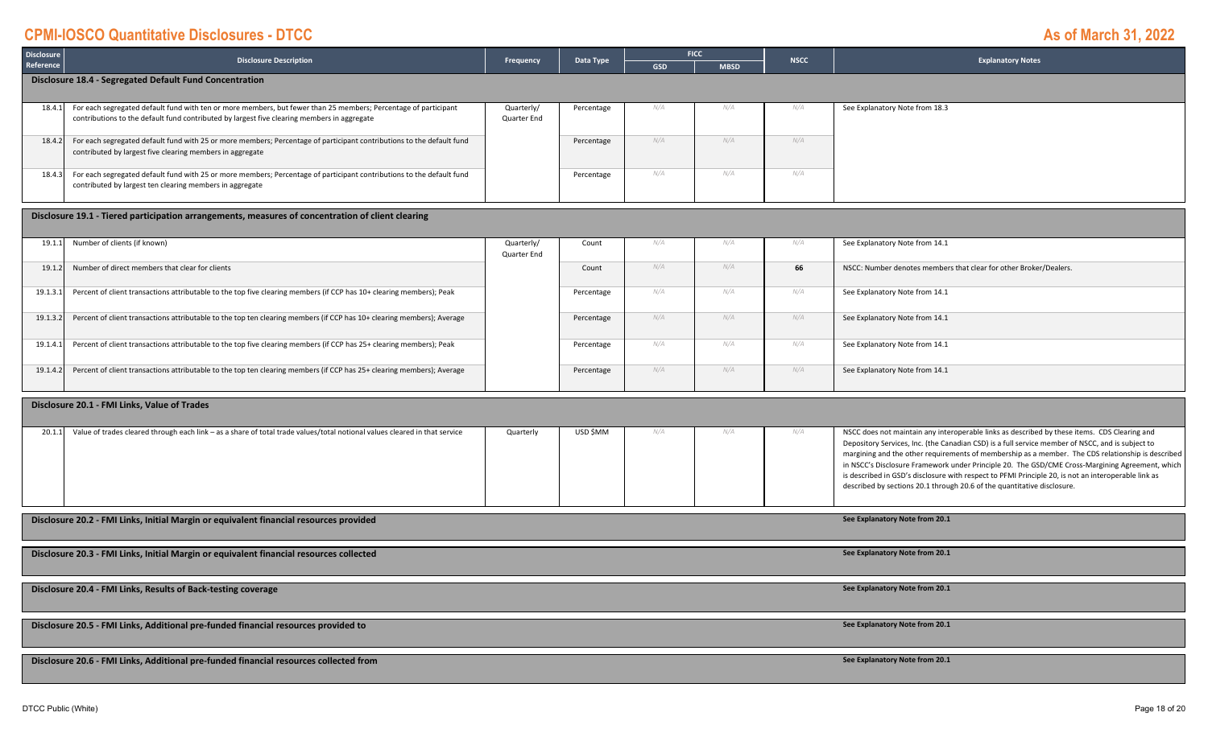# CPMI-IOSCO Quantitative Disclosures - DTCC

**As of March 31, 2022**

| Disclosure Reference | Disclosure Description | Frequency | Data Type | FICC | | NSCC | Explanatory Notes |
|---|---|---|---|---|---|---|---|
| | | | | GSD | MBSD | | |
| **Disclosure 18.4 - Segregated Default Fund Concentration** | | | | | | | |
| 18.4.1 | For each segregated default fund with ten or more members, but fewer than 25 members; Percentage of participant contributions to the default fund contributed by largest five clearing members in aggregate | Quarterly/ Quarter End | Percentage | N/A | N/A | N/A | See Explanatory Note from 18.3 |
| 18.4.2 | For each segregated default fund with 25 or more members; Percentage of participant contributions to the default fund contributed by largest five clearing members in aggregate | | Percentage | N/A | N/A | N/A | |
| 18.4.3 | For each segregated default fund with 25 or more members; Percentage of participant contributions to the default fund contributed by largest ten clearing members in aggregate | | Percentage | N/A | N/A | N/A | |
| **Disclosure 19.1 - Tiered participation arrangements, measures of concentration of client clearing** | | | | | | | |
| 19.1.1 | Number of clients (if known) | Quarterly/ Quarter End | Count | N/A | N/A | N/A | See Explanatory Note from 14.1 |
| 19.1.2 | Number of direct members that clear for clients | | Count | N/A | N/A | 66 | NSCC: Number denotes members that clear for other Broker/Dealers. |
| 19.1.3.1 | Percent of client transactions attributable to the top five clearing members (if CCP has 10+ clearing members); Peak | | Percentage | N/A | N/A | N/A | See Explanatory Note from 14.1 |
| 19.1.3.2 | Percent of client transactions attributable to the top ten clearing members (if CCP has 10+ clearing members); Average | | Percentage | N/A | N/A | N/A | See Explanatory Note from 14.1 |
| 19.1.4.1 | Percent of client transactions attributable to the top five clearing members (if CCP has 25+ clearing members); Peak | | Percentage | N/A | N/A | N/A | See Explanatory Note from 14.1 |
| 19.1.4.2 | Percent of client transactions attributable to the top ten clearing members (if CCP has 25+ clearing members); Average | | Percentage | N/A | N/A | N/A | See Explanatory Note from 14.1 |
| **Disclosure 20.1 - FMI Links, Value of Trades** | | | | | | | |
| 20.1.1 | Value of trades cleared through each link – as a share of total trade values/total notional values cleared in that service | Quarterly | USD $MM | N/A | N/A | N/A | NSCC does not maintain any interoperable links as described by these items. CDS Clearing and Depository Services, Inc. (the Canadian CSD) is a full service member of NSCC, and is subject to margining and the other requirements of membership as a member. The CDS relationship is described in NSCC's Disclosure Framework under Principle 20. The GSD/CME Cross-Margining Agreement, which is described in GSD's disclosure with respect to PFMI Principle 20, is not an interoperable link as described by sections 20.1 through 20.6 of the quantitative disclosure. |
| **Disclosure 20.2 - FMI Links, Initial Margin or equivalent financial resources provided** | | | | | | | **See Explanatory Note from 20.1** |
| **Disclosure 20.3 - FMI Links, Initial Margin or equivalent financial resources collected** | | | | | | | **See Explanatory Note from 20.1** |
| **Disclosure 20.4 - FMI Links, Results of Back-testing coverage** | | | | | | | **See Explanatory Note from 20.1** |
| **Disclosure 20.5 - FMI Links, Additional pre-funded financial resources provided to** | | | | | | | **See Explanatory Note from 20.1** |
| **Disclosure 20.6 - FMI Links, Additional pre-funded financial resources collected from** | | | | | | | **See Explanatory Note from 20.1** |

DTCC Public (White)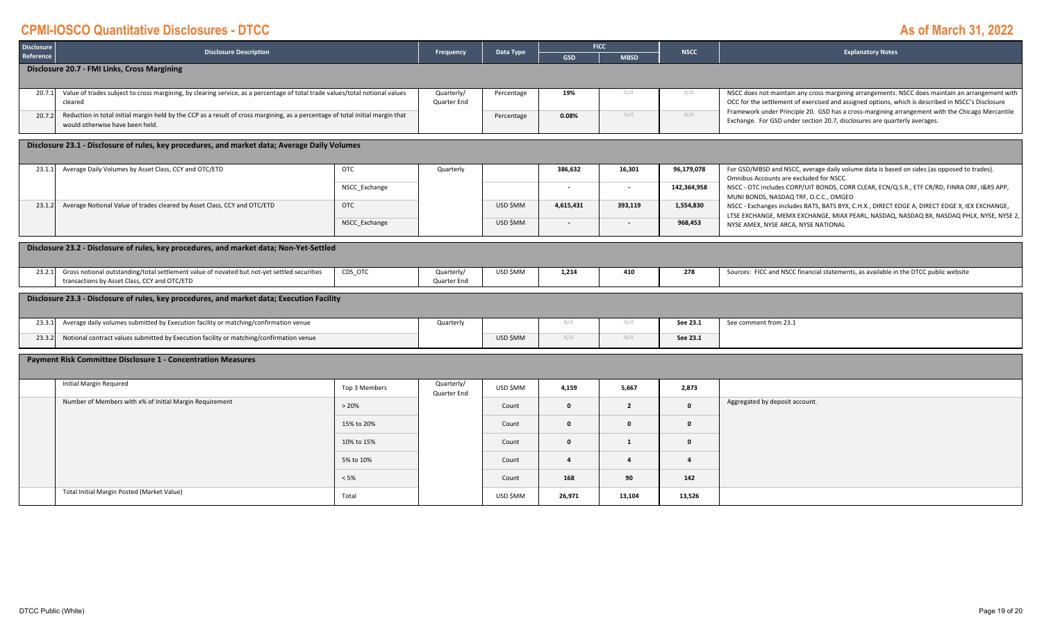# CPMI-IOSCO Quantitative Disclosures - DTCC

## As of March 31, 2022

| Disclosure Reference | Disclosure Description | | Frequency | Data Type | FICC | | NSCC | Explanatory Notes |
|---|---|---|---|---|---|---|---|---|
| | | | | | GSD | MBSD | | |
| **Disclosure 20.7 - FMI Links, Cross Margining** | | | | | | | | |
| 20.7.1 | Value of trades subject to cross margining, by clearing service, as a percentage of total trade values/total notional values cleared | | Quarterly/ Quarter End | Percentage | 19% | N/A | N/A | NSCC does not maintain any cross margining arrangements. NSCC does maintain an arrangement with OCC for the settlement of exercised and assigned options, which is described in NSCC's Disclosure Framework under Principle 20. GSD has a cross-margining arrangement with the Chicago Mercantile Exchange. For GSD under section 20.7, disclosures are quarterly averages. |
| 20.7.2 | Reduction in total initial margin held by the CCP as a result of cross margining, as a percentage of total initial margin that would otherwise have been held. | | | Percentage | 0.08% | N/A | N/A | |
| **Disclosure 23.1 - Disclosure of rules, key procedures, and market data; Average Daily Volumes** | | | | | | | | |
| 23.1.1 | Average Daily Volumes by Asset Class, CCY and OTC/ETD | OTC | Quarterly | | 386,632 | 16,301 | 96,179,078 | For GSD/MBSD and NSCC, average daily volume data is based on sides (as opposed to trades). Omnibus Accounts are excluded for NSCC. NSCC - OTC includes CORP/UIT BONDS, CORR CLEAR, ECN/Q.S.R., ETF CR/RD, FINRA ORF, I&RS APP, MUNI BONDS, NASDAQ TRF, O.C.C., OMGEO NSCC - Exchanges includes BATS, BATS BYX, C.H.X., DIRECT EDGE A, DIRECT EDGE X, IEX EXCHANGE, LTSE EXCHANGE, MEMX EXCHANGE, MIAX PEARL, NASDAQ, NASDAQ BX, NASDAQ PHLX, NYSE, NYSE 2, NYSE AMEX, NYSE ARCA, NYSE NATIONAL |
| | | NSCC_Exchange | | | - | - | 142,364,958 | |
| 23.1.2 | Average Notional Value of trades cleared by Asset Class, CCY and OTC/ETD | OTC | | USD $MM | 4,615,431 | 393,119 | 1,554,830 | |
| | | NSCC_Exchange | | USD $MM | - | - | 968,453 | |
| **Disclosure 23.2 - Disclosure of rules, key procedures, and market data; Non-Yet-Settled** | | | | | | | | |
| 23.2.1 | Gross notional outstanding/total settlement value of novated but not-yet settled securities transactions by Asset Class, CCY and OTC/ETD | CDS_OTC | Quarterly/ Quarter End | USD $MM | 1,214 | 410 | 278 | Sources: FICC and NSCC financial statements, as available in the DTCC public website |
| **Disclosure 23.3 - Disclosure of rules, key procedures, and market data; Execution Facility** | | | | | | | | |
| 23.3.1 | Average daily volumes submitted by Execution facility or matching/confirmation venue | | Quarterly | | N/A | N/A | See 23.1 | See comment from 23.1 |
| 23.3.2 | Notional contract values submitted by Execution facility or matching/confirmation venue | | | USD $MM | N/A | N/A | See 23.1 | |
| **Payment Risk Committee Disclosure 1 - Concentration Measures** | | | | | | | | |
| | Initial Margin Required | Top 3 Members | Quarterly/ Quarter End | USD $MM | 4,159 | 5,667 | 2,873 | |
| | Number of Members with x% of Initial Margin Requirement | > 20% | | Count | 0 | 2 | 0 | Aggregated by deposit account. |
| | | 15% to 20% | | Count | 0 | 0 | 0 | |
| | | 10% to 15% | | Count | 0 | 1 | 0 | |
| | | 5% to 10% | | Count | 4 | 4 | 4 | |
| | | < 5% | | Count | 168 | 90 | 142 | |
| | Total Initial Margin Posted (Market Value) | Total | | USD $MM | 26,971 | 13,104 | 13,526 | |

DTCC Public (White)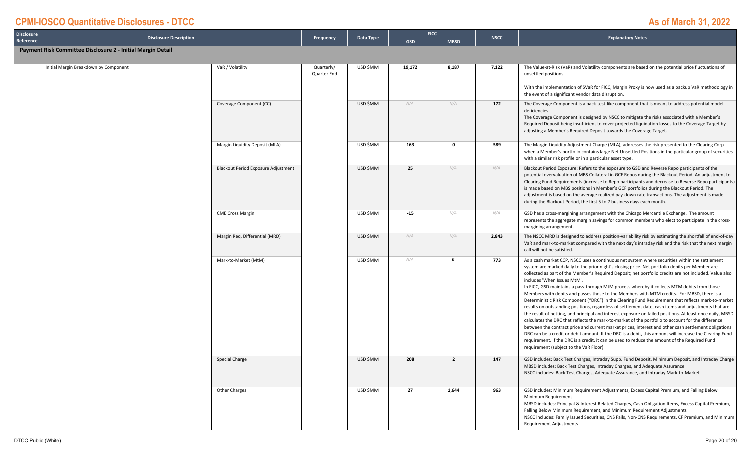# CPMI-IOSCO Quantitative Disclosures - DTCC

## As of March 31, 2022

| Disclosure Reference | Disclosure Description | | Frequency | Data Type | FICC | | NSCC | Explanatory Notes |
|---|---|---|---|---|---|---|---|---|
| | | | | | GSD | MBSD | | |
| **Payment Risk Committee Disclosure 2 - Initial Margin Detail** | | | | | | | | |
| | Initial Margin Breakdown by Component | VaR / Volatility | Quarterly/ Quarter End | USD $MM | **19,172** | **8,187** | **7,122** | The Value-at-Risk (VaR) and Volatility components are based on the potential price fluctuations of unsettled positions. With the implementation of SVaR for FICC, Margin Proxy is now used as a backup VaR methodology in the event of a significant vendor data disruption. |
| | | Coverage Component (CC) | | USD $MM | N/A | N/A | **172** | The Coverage Component is a back-test-like component that is meant to address potential model deficiencies. The Coverage Component is designed by NSCC to mitigate the risks associated with a Member's Required Deposit being insufficient to cover projected liquidation losses to the Coverage Target by adjusting a Member's Required Deposit towards the Coverage Target. |
| | | Margin Liquidity Deposit (MLA) | | USD $MM | **163** | **0** | **589** | The Margin Liquidity Adjustment Charge (MLA), addresses the risk presented to the Clearing Corp when a Member's portfolio contains large Net Unsettled Positions in the particular group of securities with a similar risk profile or in a particular asset type. |
| | | Blackout Period Exposure Adjustment | | USD $MM | **25** | N/A | N/A | Blackout Period Exposure: Refers to the exposure to GSD and Reverse Repo participants of the potential overvaluation of MBS Collateral in GCF Repos during the Blackout Period. An adjustment to Clearing Fund Requirements (increase to Repo participants and decrease to Reverse Repo participants) is made based on MBS positions in Member's GCF portfolios during the Blackout Period. The adjustment is based on the average realized pay-down rate transactions. The adjustment is made during the Blackout Period, the first 5 to 7 business days each month. |
| | | CME Cross Margin | | USD $MM | **-15** | N/A | N/A | GSD has a cross-margining arrangement with the Chicago Mercantile Exchange. The amount represents the aggregate margin savings for common members who elect to participate in the cross-margining arrangement. |
| | | Margin Req. Differential (MRD) | | USD $MM | N/A | N/A | **2,843** | The NSCC MRD is designed to address position-variability risk by estimating the shortfall of end-of-day VaR and mark-to-market compared with the next day's intraday risk and the risk that the next margin call will not be satisfied. |
| | | Mark-to-Market (MtM) | | USD $MM | N/A | *0* | **773** | As a cash market CCP, NSCC uses a continuous net system where securities within the settlement system are marked daily to the prior night's closing price. Net portfolio debits per Member are collected as part of the Member's Required Deposit; net portfolio credits are not included. Value also includes 'When Issues MtM'. In FICC, GSD maintains a pass-through MtM process whereby it collects MTM debits from those Members with debits and passes those to the Members with MTM credits. For MBSD, there is a Deterministic Risk Component ("DRC") in the Clearing Fund Requirement that reflects mark-to-market results on outstanding positions, regardless of settlement date, cash items and adjustments that are the result of netting, and principal and interest exposure on failed positions. At least once daily, MBSD calculates the DRC that reflects the mark-to-market of the portfolio to account for the difference between the contract price and current market prices, interest and other cash settlement obligations. DRC can be a credit or debit amount. If the DRC is a debit, this amount will increase the Clearing Fund requirement. If the DRC is a credit, it can be used to reduce the amount of the Required Fund requirement (subject to the VaR Floor). |
| | | Special Charge | | USD $MM | **208** | **2** | **147** | GSD includes: Back Test Charges, Intraday Supp. Fund Deposit, Minimum Deposit, and Intraday Charge MBSD includes: Back Test Charges, Intraday Charges, and Adequate Assurance NSCC includes: Back Test Charges, Adequate Assurance, and Intraday Mark-to-Market |
| | | Other Charges | | USD $MM | **27** | **1,644** | **963** | GSD includes: Minimum Requirement Adjustments, Excess Capital Premium, and Falling Below Minimum Requirement MBSD includes: Principal & Interest Related Charges, Cash Obligation Items, Excess Capital Premium, Falling Below Minimum Requirement, and Minimum Requirement Adjustments NSCC includes: Family Issued Securities, CNS Fails, Non-CNS Requirements, CF Premium, and Minimum Requirement Adjustments |

DTCC Public (White)